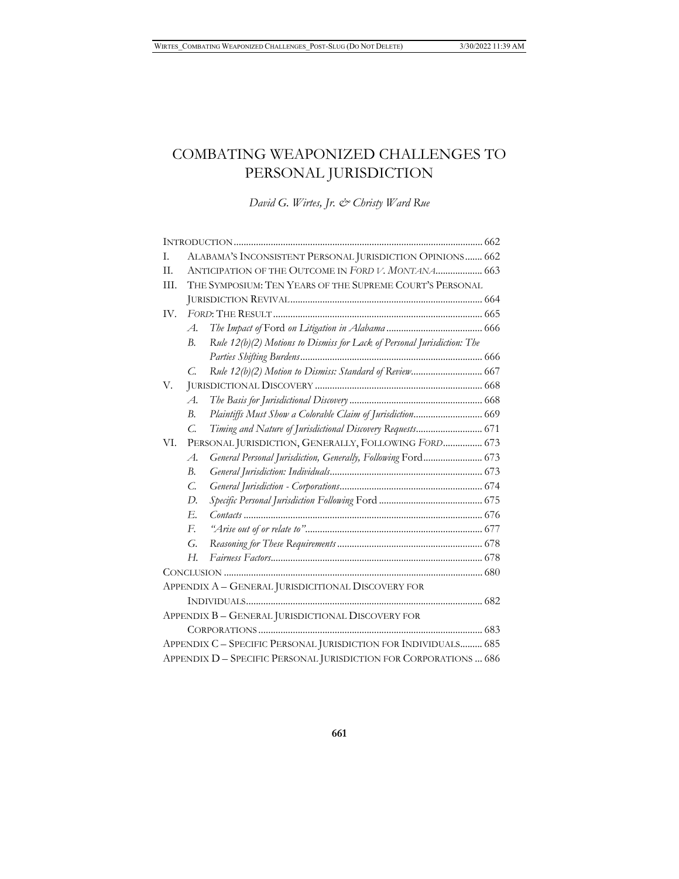# COMBATING WEAPONIZED CHALLENGES TO PERSONAL JURISDICTION

*David G. Wirtes, Jr. & Christy Ward Rue*

INTRODUCTION ..................................................................................................... 662

I. ALABAMA'S INCONSISTENT PERSONAL JURISDICTION OPINIONS ....... 662

II. ANTICIPATION OF THE OUTCOME IN *FORD V. MONTANA* ................... 663

III. THE SYMPOSIUM: TEN YEARS OF THE SUPREME COURT'S PERSONAL JURISDICTION REVIVAL .............................................................................. 664

IV. *FORD*: THE RESULT ..................................................................................... 665

- A. *The Impact of* Ford *on Litigation in Alabama* ....................................... 666
- B. *Rule 12(b)(2) Motions to Dismiss for Lack of Personal Jurisdiction: The Parties Shifting Burdens* ......................................................................... 666
- C. *Rule 12(b)(2) Motion to Dismiss: Standard of Review* ............................. 667

V. JURISDICTIONAL DISCOVERY ................................................................... 668

- A. *The Basis for Jurisdictional Discovery* ...................................................... 668
- B. *Plaintiffs Must Show a Colorable Claim of Jurisdiction* ............................ 669
- C. *Timing and Nature of Jurisdictional Discovery Requests* ........................... 671

VI. PERSONAL JURISDICTION, GENERALLY, FOLLOWING *FORD* ................ 673

- A. *General Personal Jurisdiction, Generally, Following* Ford ........................ 673
- B. *General Jurisdiction: Individuals* ............................................................. 673
- C. *General Jurisdiction - Corporations* .......................................................... 674
- D. *Specific Personal Jurisdiction Following* Ford .......................................... 675
- E. *Contacts* ................................................................................................. 676
- F. *"Arise out of or relate to"* ........................................................................ 677
- G. *Reasoning for These Requirements* ........................................................... 678
- H. *Fairness Factors* ...................................................................................... 678

CONCLUSION ......................................................................................................... 680

APPENDIX A – GENERAL JURISDICITIONAL DISCOVERY FOR INDIVIDUALS ............................................................................................... 682

APPENDIX B – GENERAL JURISDICTIONAL DISCOVERY FOR CORPORATIONS .......................................................................................... 683

APPENDIX C – SPECIFIC PERSONAL JURISDICTION FOR INDIVIDUALS ......... 685

APPENDIX D – SPECIFIC PERSONAL JURISDICTION FOR CORPORATIONS ... 686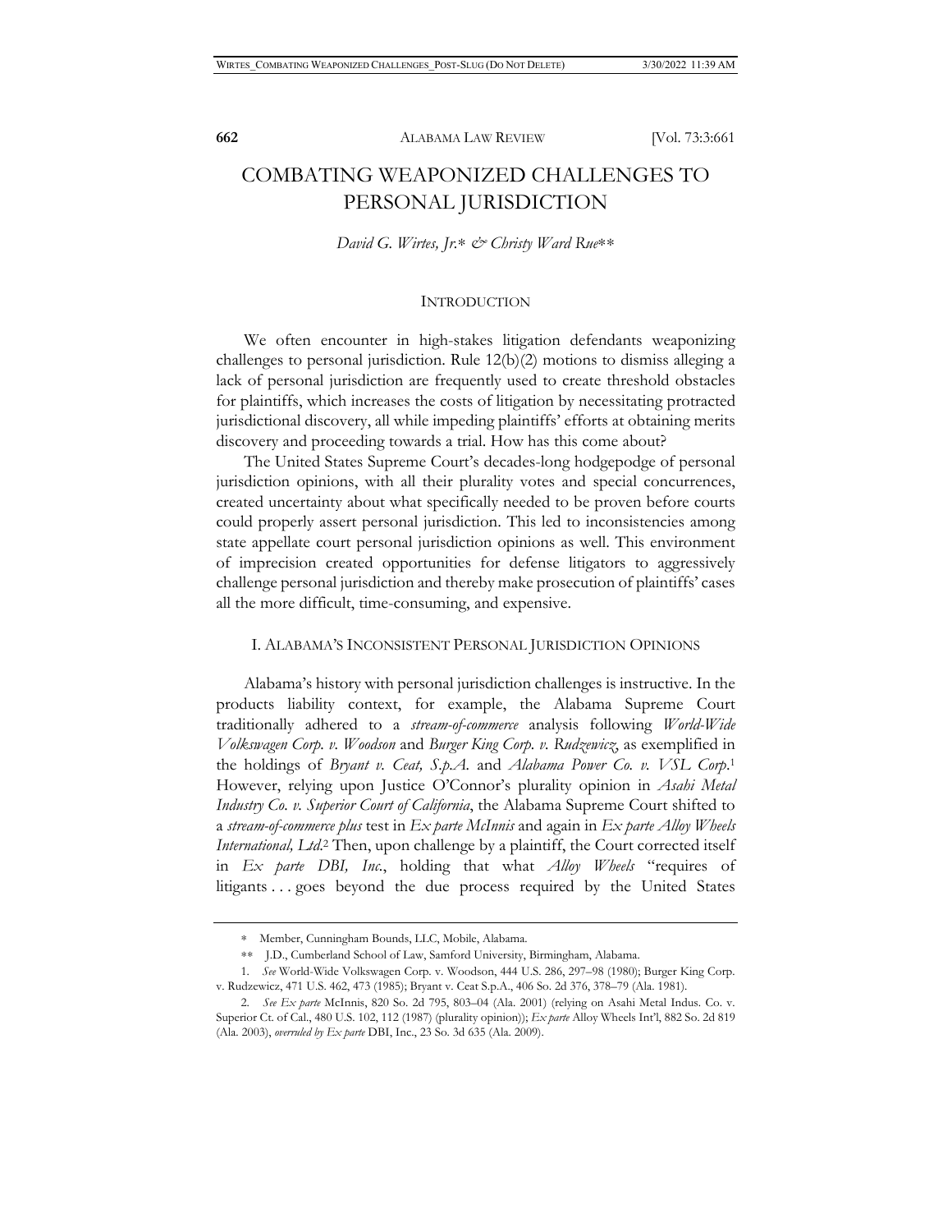# COMBATING WEAPONIZED CHALLENGES TO PERSONAL JURISDICTION

*David G. Wirtes, Jr.\* & Christy Ward Rue\*\**

## INTRODUCTION

We often encounter in high-stakes litigation defendants weaponizing challenges to personal jurisdiction. Rule 12(b)(2) motions to dismiss alleging a lack of personal jurisdiction are frequently used to create threshold obstacles for plaintiffs, which increases the costs of litigation by necessitating protracted jurisdictional discovery, all while impeding plaintiffs' efforts at obtaining merits discovery and proceeding towards a trial. How has this come about?

The United States Supreme Court's decades-long hodgepodge of personal jurisdiction opinions, with all their plurality votes and special concurrences, created uncertainty about what specifically needed to be proven before courts could properly assert personal jurisdiction. This led to inconsistencies among state appellate court personal jurisdiction opinions as well. This environment of imprecision created opportunities for defense litigators to aggressively challenge personal jurisdiction and thereby make prosecution of plaintiffs' cases all the more difficult, time-consuming, and expensive.

## I. ALABAMA'S INCONSISTENT PERSONAL JURISDICTION OPINIONS

Alabama's history with personal jurisdiction challenges is instructive. In the products liability context, for example, the Alabama Supreme Court traditionally adhered to a ***stream-of-commerce*** analysis following *World-Wide Volkswagen Corp. v. Woodson* and *Burger King Corp. v. Rudzewicz*, as exemplified in the holdings of *Bryant v. Ceat, S.p.A.* and *Alabama Power Co. v. VSL Corp.*[1] However, relying upon Justice O'Connor's plurality opinion in *Asahi Metal Industry Co. v. Superior Court of California*, the Alabama Supreme Court shifted to a ***stream-of-commerce plus*** test in *Ex parte McInnis* and again in *Ex parte Alloy Wheels International, Ltd.*[2] Then, upon challenge by a plaintiff, the Court corrected itself in *Ex parte DBI, Inc.*, holding that what *Alloy Wheels* "requires of litigants . . . goes beyond the due process required by the United States

---

\* Member, Cunningham Bounds, LLC, Mobile, Alabama.

\*\* J.D., Cumberland School of Law, Samford University, Birmingham, Alabama.

1. *See* World-Wide Volkswagen Corp. v. Woodson, 444 U.S. 286, 297–98 (1980); Burger King Corp. v. Rudzewicz, 471 U.S. 462, 473 (1985); Bryant v. Ceat S.p.A., 406 So. 2d 376, 378–79 (Ala. 1981).

2. *See Ex parte* McInnis, 820 So. 2d 795, 803–04 (Ala. 2001) (relying on Asahi Metal Indus. Co. v. Superior Ct. of Cal., 480 U.S. 102, 112 (1987) (plurality opinion)); *Ex parte* Alloy Wheels Int'l, 882 So. 2d 819 (Ala. 2003), *overruled by Ex parte* DBI, Inc., 23 So. 3d 635 (Ala. 2009).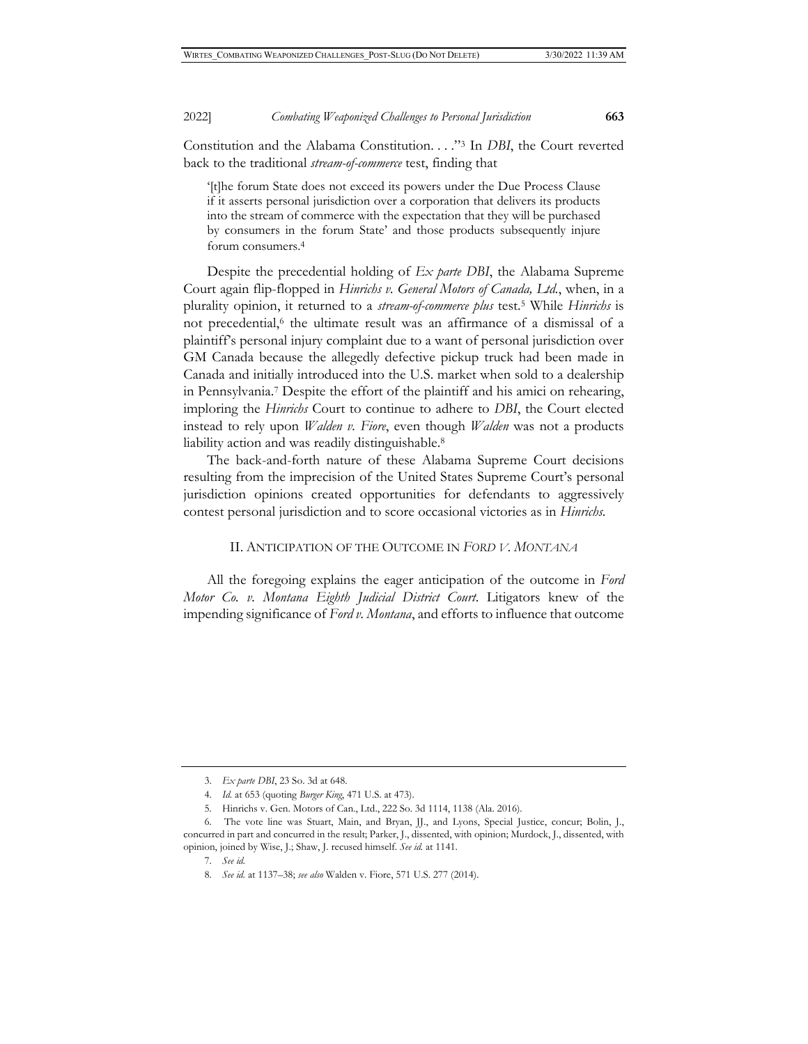Constitution and the Alabama Constitution. . . ."[3] In *DBI*, the Court reverted back to the traditional *stream-of-commerce* test, finding that

> '[t]he forum State does not exceed its powers under the Due Process Clause if it asserts personal jurisdiction over a corporation that delivers its products into the stream of commerce with the expectation that they will be purchased by consumers in the forum State' and those products subsequently injure forum consumers.[4]

Despite the precedential holding of *Ex parte DBI*, the Alabama Supreme Court again flip-flopped in *Hinrichs v. General Motors of Canada, Ltd.*, when, in a plurality opinion, it returned to a *stream-of-commerce plus* test.[5] While *Hinrichs* is not precedential,[6] the ultimate result was an affirmance of a dismissal of a plaintiff's personal injury complaint due to a want of personal jurisdiction over GM Canada because the allegedly defective pickup truck had been made in Canada and initially introduced into the U.S. market when sold to a dealership in Pennsylvania.[7] Despite the effort of the plaintiff and his amici on rehearing, imploring the *Hinrichs* Court to continue to adhere to *DBI*, the Court elected instead to rely upon *Walden v. Fiore*, even though *Walden* was not a products liability action and was readily distinguishable.[8]

The back-and-forth nature of these Alabama Supreme Court decisions resulting from the imprecision of the United States Supreme Court's personal jurisdiction opinions created opportunities for defendants to aggressively contest personal jurisdiction and to score occasional victories as in *Hinrichs*.

## II. Anticipation of the Outcome in *Ford v. Montana*

All the foregoing explains the eager anticipation of the outcome in *Ford Motor Co. v. Montana Eighth Judicial District Court*. Litigators knew of the impending significance of *Ford v. Montana*, and efforts to influence that outcome

---

3. *Ex parte DBI*, 23 So. 3d at 648.

4. *Id.* at 653 (quoting *Burger King*, 471 U.S. at 473).

5. Hinrichs v. Gen. Motors of Can., Ltd., 222 So. 3d 1114, 1138 (Ala. 2016).

6. The vote line was Stuart, Main, and Bryan, JJ., and Lyons, Special Justice, concur; Bolin, J., concurred in part and concurred in the result; Parker, J., dissented, with opinion; Murdock, J., dissented, with opinion, joined by Wise, J.; Shaw, J. recused himself. *See id.* at 1141.

7. *See id.*

8. *See id.* at 1137–38; *see also* Walden v. Fiore, 571 U.S. 277 (2014).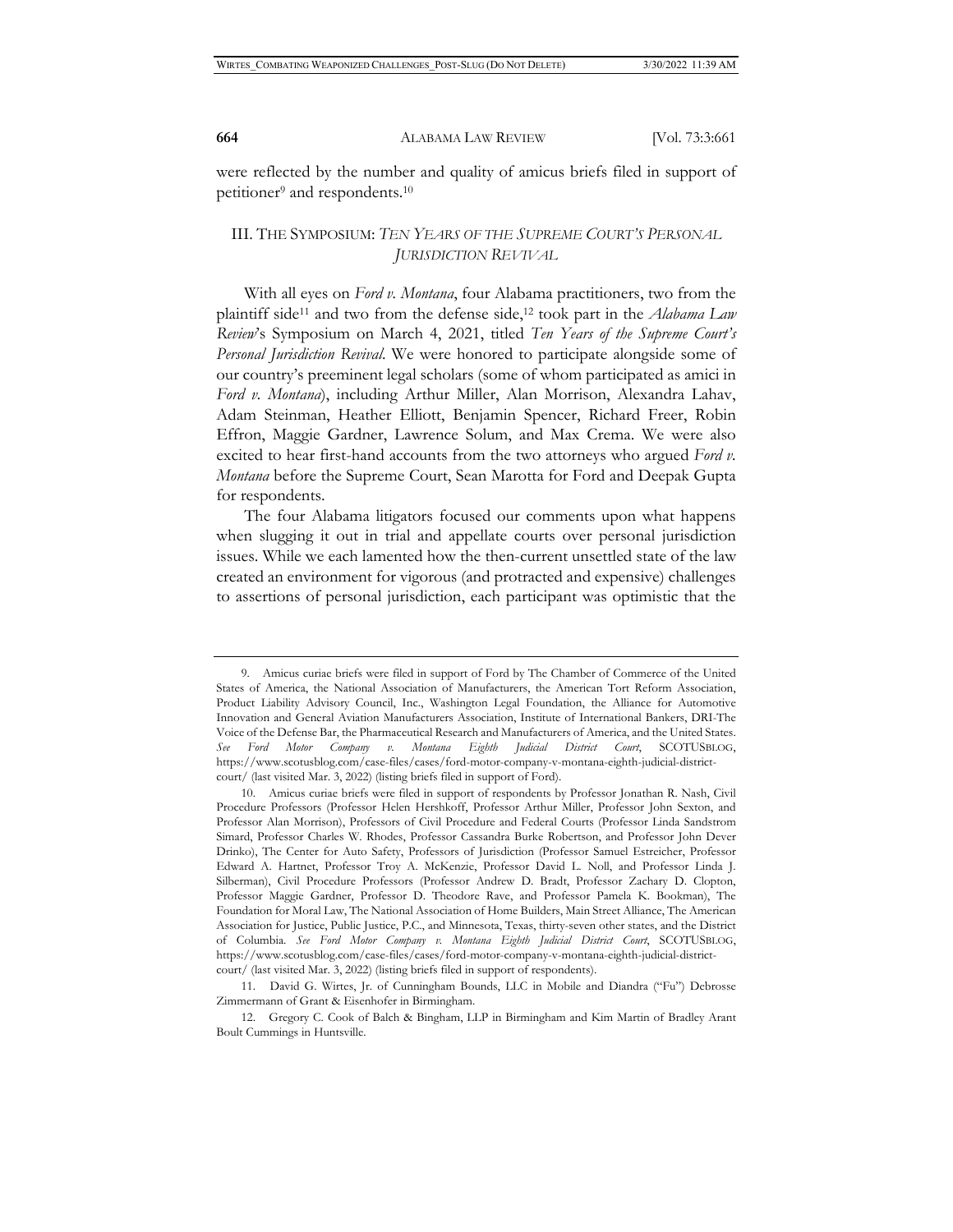were reflected by the number and quality of amicus briefs filed in support of petitioner[9] and respondents.[10]

## III. The Symposium: *Ten Years of the Supreme Court's Personal Jurisdiction Revival*

With all eyes on *Ford v. Montana*, four Alabama practitioners, two from the plaintiff side[11] and two from the defense side,[12] took part in the *Alabama Law Review*'s Symposium on March 4, 2021, titled *Ten Years of the Supreme Court's Personal Jurisdiction Revival*. We were honored to participate alongside some of our country's preeminent legal scholars (some of whom participated as amici in *Ford v. Montana*), including Arthur Miller, Alan Morrison, Alexandra Lahav, Adam Steinman, Heather Elliott, Benjamin Spencer, Richard Freer, Robin Effron, Maggie Gardner, Lawrence Solum, and Max Crema. We were also excited to hear first-hand accounts from the two attorneys who argued *Ford v. Montana* before the Supreme Court, Sean Marotta for Ford and Deepak Gupta for respondents.

The four Alabama litigators focused our comments upon what happens when slugging it out in trial and appellate courts over personal jurisdiction issues. While we each lamented how the then-current unsettled state of the law created an environment for vigorous (and protracted and expensive) challenges to assertions of personal jurisdiction, each participant was optimistic that the

---

9. Amicus curiae briefs were filed in support of Ford by The Chamber of Commerce of the United States of America, the National Association of Manufacturers, the American Tort Reform Association, Product Liability Advisory Council, Inc., Washington Legal Foundation, the Alliance for Automotive Innovation and General Aviation Manufacturers Association, Institute of International Bankers, DRI-The Voice of the Defense Bar, the Pharmaceutical Research and Manufacturers of America, and the United States. *See Ford Motor Company v. Montana Eighth Judicial District Court*, SCOTUSBLOG, https://www.scotusblog.com/case-files/cases/ford-motor-company-v-montana-eighth-judicial-district-court/ (last visited Mar. 3, 2022) (listing briefs filed in support of Ford).

10. Amicus curiae briefs were filed in support of respondents by Professor Jonathan R. Nash, Civil Procedure Professors (Professor Helen Hershkoff, Professor Arthur Miller, Professor John Sexton, and Professor Alan Morrison), Professors of Civil Procedure and Federal Courts (Professor Linda Sandstrom Simard, Professor Charles W. Rhodes, Professor Cassandra Burke Robertson, and Professor John Dever Drinko), The Center for Auto Safety, Professors of Jurisdiction (Professor Samuel Estreicher, Professor Edward A. Hartnet, Professor Troy A. McKenzie, Professor David L. Noll, and Professor Linda J. Silberman), Civil Procedure Professors (Professor Andrew D. Bradt, Professor Zachary D. Clopton, Professor Maggie Gardner, Professor D. Theodore Rave, and Professor Pamela K. Bookman), The Foundation for Moral Law, The National Association of Home Builders, Main Street Alliance, The American Association for Justice, Public Justice, P.C., and Minnesota, Texas, thirty-seven other states, and the District of Columbia. *See Ford Motor Company v. Montana Eighth Judicial District Court*, SCOTUSBLOG, https://www.scotusblog.com/case-files/cases/ford-motor-company-v-montana-eighth-judicial-district-court/ (last visited Mar. 3, 2022) (listing briefs filed in support of respondents).

11. David G. Wirtes, Jr. of Cunningham Bounds, LLC in Mobile and Diandra ("Fu") Debrosse Zimmermann of Grant & Eisenhofer in Birmingham.

12. Gregory C. Cook of Balch & Bingham, LLP in Birmingham and Kim Martin of Bradley Arant Boult Cummings in Huntsville.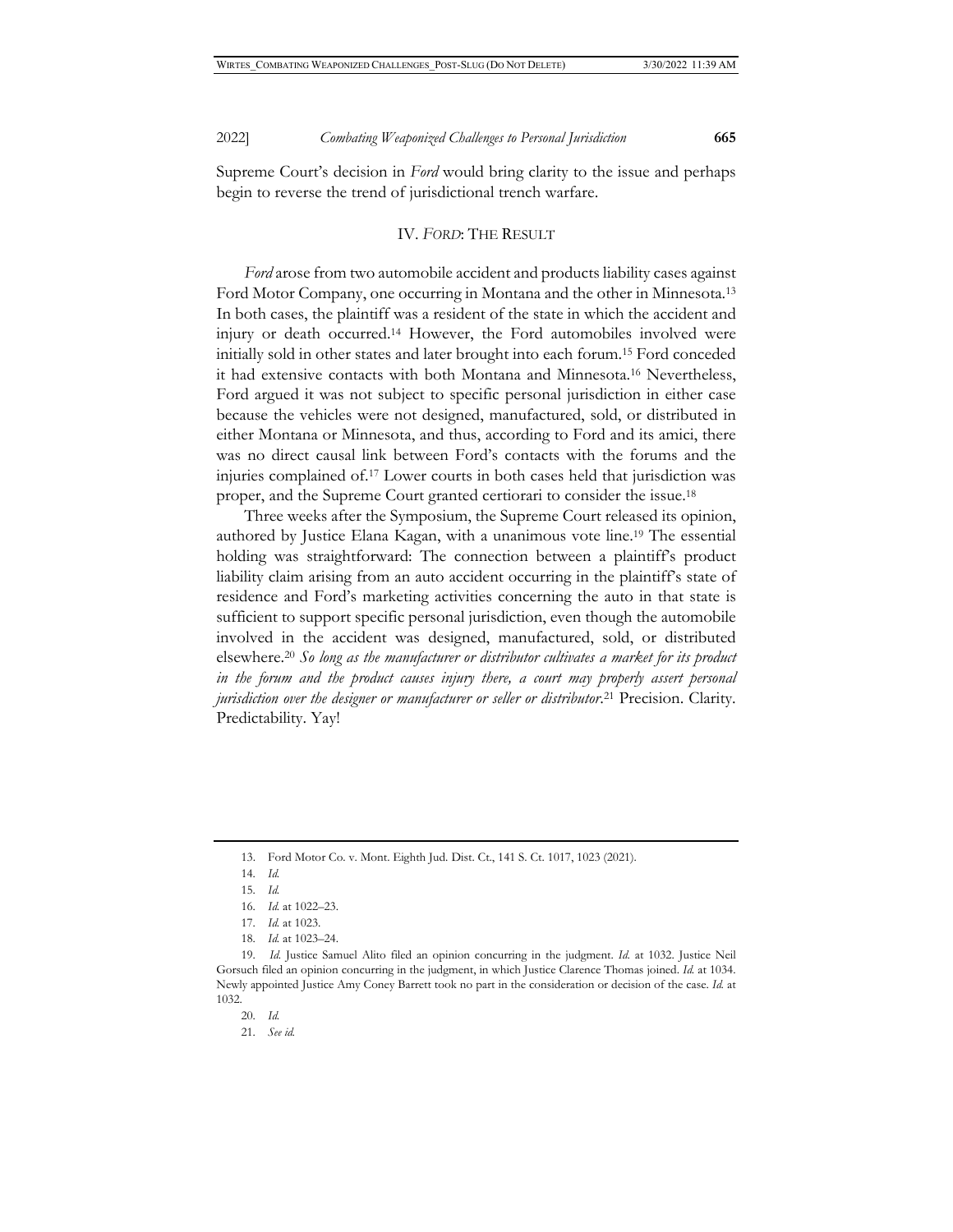Supreme Court's decision in *Ford* would bring clarity to the issue and perhaps begin to reverse the trend of jurisdictional trench warfare.

## IV. *FORD*: THE RESULT

*Ford* arose from two automobile accident and products liability cases against Ford Motor Company, one occurring in Montana and the other in Minnesota.[13] In both cases, the plaintiff was a resident of the state in which the accident and injury or death occurred.[14] However, the Ford automobiles involved were initially sold in other states and later brought into each forum.[15] Ford conceded it had extensive contacts with both Montana and Minnesota.[16] Nevertheless, Ford argued it was not subject to specific personal jurisdiction in either case because the vehicles were not designed, manufactured, sold, or distributed in either Montana or Minnesota, and thus, according to Ford and its amici, there was no direct causal link between Ford's contacts with the forums and the injuries complained of.[17] Lower courts in both cases held that jurisdiction was proper, and the Supreme Court granted certiorari to consider the issue.[18]

Three weeks after the Symposium, the Supreme Court released its opinion, authored by Justice Elana Kagan, with a unanimous vote line.[19] The essential holding was straightforward: The connection between a plaintiff's product liability claim arising from an auto accident occurring in the plaintiff's state of residence and Ford's marketing activities concerning the auto in that state is sufficient to support specific personal jurisdiction, even though the automobile involved in the accident was designed, manufactured, sold, or distributed elsewhere.[20] *So long as the manufacturer or distributor cultivates a market for its product in the forum and the product causes injury there, a court may properly assert personal jurisdiction over the designer or manufacturer or seller or distributor*.[21] Precision. Clarity. Predictability. Yay!

---

13. Ford Motor Co. v. Mont. Eighth Jud. Dist. Ct., 141 S. Ct. 1017, 1023 (2021).

14. *Id.*

15. *Id.*

16. *Id.* at 1022–23.

17. *Id.* at 1023.

18. *Id.* at 1023–24.

19. *Id.* Justice Samuel Alito filed an opinion concurring in the judgment. *Id.* at 1032. Justice Neil Gorsuch filed an opinion concurring in the judgment, in which Justice Clarence Thomas joined. *Id.* at 1034. Newly appointed Justice Amy Coney Barrett took no part in the consideration or decision of the case. *Id.* at 1032.

20. *Id.*

21. *See id.*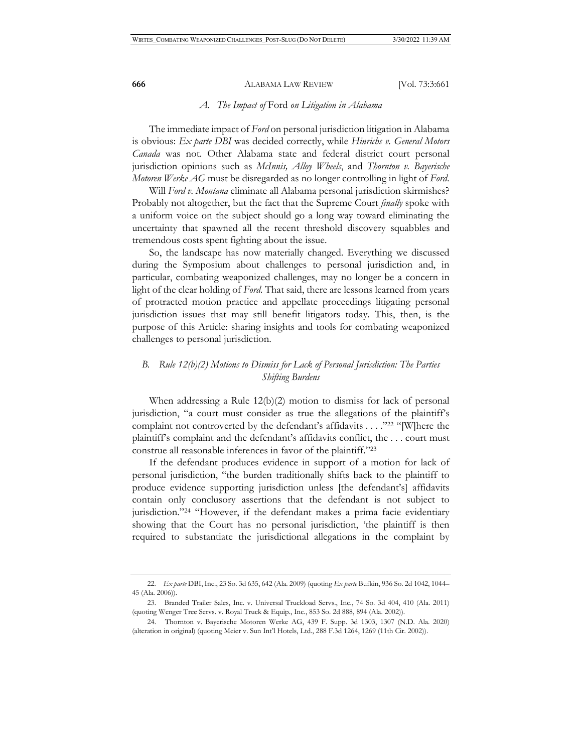### *A. The Impact of* Ford *on Litigation in Alabama*

The immediate impact of *Ford* on personal jurisdiction litigation in Alabama is obvious: *Ex parte DBI* was decided correctly, while *Hinrichs v. General Motors Canada* was not. Other Alabama state and federal district court personal jurisdiction opinions such as *McInnis, Alloy Wheels*, and *Thornton v. Bayerische Motoren Werke AG* must be disregarded as no longer controlling in light of *Ford*.

Will *Ford v. Montana* eliminate all Alabama personal jurisdiction skirmishes? Probably not altogether, but the fact that the Supreme Court *finally* spoke with a uniform voice on the subject should go a long way toward eliminating the uncertainty that spawned all the recent threshold discovery squabbles and tremendous costs spent fighting about the issue.

So, the landscape has now materially changed. Everything we discussed during the Symposium about challenges to personal jurisdiction and, in particular, combating weaponized challenges, may no longer be a concern in light of the clear holding of *Ford*. That said, there are lessons learned from years of protracted motion practice and appellate proceedings litigating personal jurisdiction issues that may still benefit litigators today. This, then, is the purpose of this Article: sharing insights and tools for combating weaponized challenges to personal jurisdiction.

### *B. Rule 12(b)(2) Motions to Dismiss for Lack of Personal Jurisdiction: The Parties Shifting Burdens*

When addressing a Rule 12(b)(2) motion to dismiss for lack of personal jurisdiction, "a court must consider as true the allegations of the plaintiff's complaint not controverted by the defendant's affidavits . . . ."[22] "[W]here the plaintiff's complaint and the defendant's affidavits conflict, the . . . court must construe all reasonable inferences in favor of the plaintiff."[23]

If the defendant produces evidence in support of a motion for lack of personal jurisdiction, "the burden traditionally shifts back to the plaintiff to produce evidence supporting jurisdiction unless [the defendant's] affidavits contain only conclusory assertions that the defendant is not subject to jurisdiction."[24] "However, if the defendant makes a prima facie evidentiary showing that the Court has no personal jurisdiction, 'the plaintiff is then required to substantiate the jurisdictional allegations in the complaint by

---

22. *Ex parte* DBI, Inc., 23 So. 3d 635, 642 (Ala. 2009) (quoting *Ex parte* Bufkin, 936 So. 2d 1042, 1044–45 (Ala. 2006)).

23. Branded Trailer Sales, Inc. v. Universal Truckload Servs., Inc., 74 So. 3d 404, 410 (Ala. 2011) (quoting Wenger Tree Servs. v. Royal Truck & Equip., Inc., 853 So. 2d 888, 894 (Ala. 2002)).

24. Thornton v. Bayerische Motoren Werke AG, 439 F. Supp. 3d 1303, 1307 (N.D. Ala. 2020) (alteration in original) (quoting Meier v. Sun Int'l Hotels, Ltd., 288 F.3d 1264, 1269 (11th Cir. 2002)).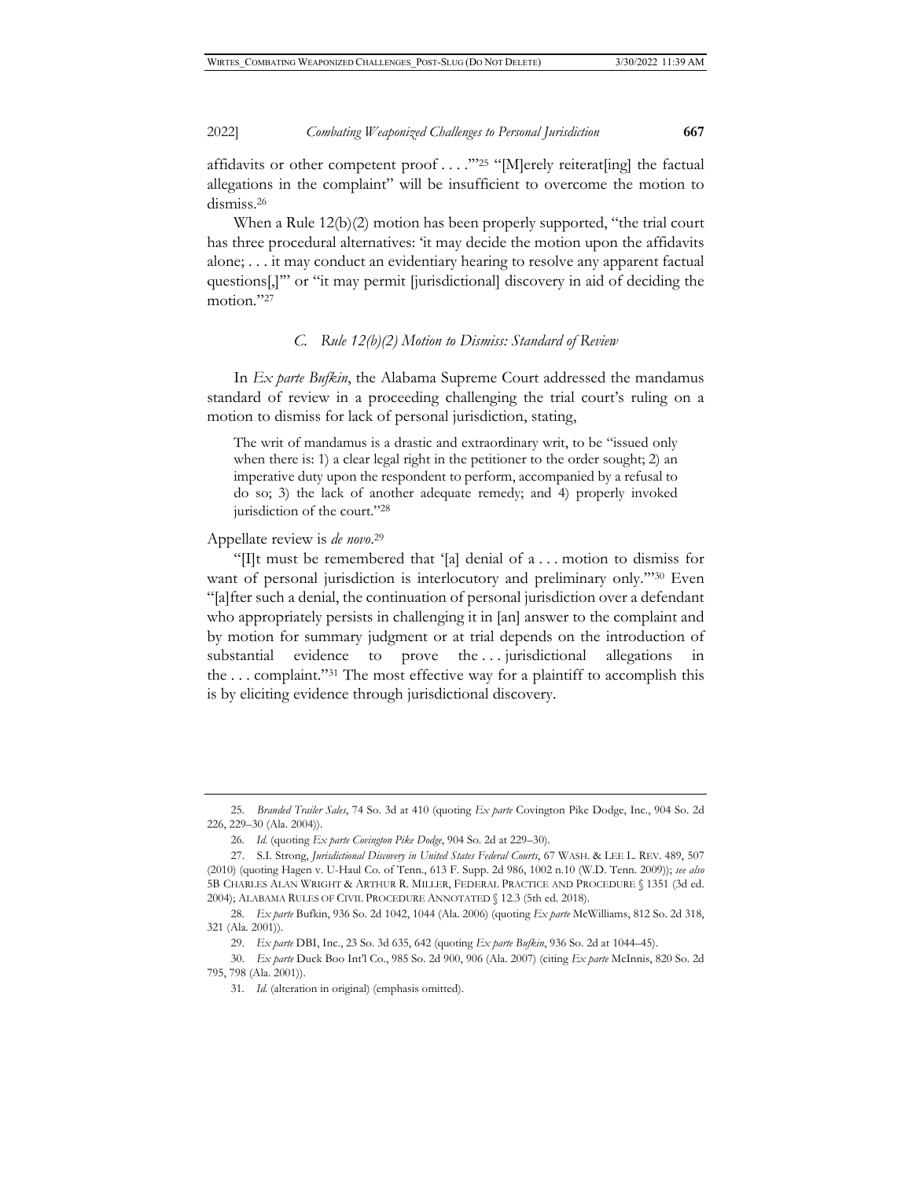affidavits or other competent proof . . . .'"[25] "[M]erely reiterat[ing] the factual allegations in the complaint" will be insufficient to overcome the motion to dismiss.[26]

When a Rule 12(b)(2) motion has been properly supported, "the trial court has three procedural alternatives: 'it may decide the motion upon the affidavits alone; . . . it may conduct an evidentiary hearing to resolve any apparent factual questions[,]'" or "it may permit [jurisdictional] discovery in aid of deciding the motion."[27]

### *C. Rule 12(b)(2) Motion to Dismiss: Standard of Review*

In *Ex parte Bufkin*, the Alabama Supreme Court addressed the mandamus standard of review in a proceeding challenging the trial court's ruling on a motion to dismiss for lack of personal jurisdiction, stating,

> The writ of mandamus is a drastic and extraordinary writ, to be "issued only when there is: 1) a clear legal right in the petitioner to the order sought; 2) an imperative duty upon the respondent to perform, accompanied by a refusal to do so; 3) the lack of another adequate remedy; and 4) properly invoked jurisdiction of the court."[28]

Appellate review is *de novo*.[29]

"[I]t must be remembered that '[a] denial of a . . . motion to dismiss for want of personal jurisdiction is interlocutory and preliminary only.'"[30] Even "[a]fter such a denial, the continuation of personal jurisdiction over a defendant who appropriately persists in challenging it in [an] answer to the complaint and by motion for summary judgment or at trial depends on the introduction of substantial evidence to prove the . . . jurisdictional allegations in the . . . complaint."[31] The most effective way for a plaintiff to accomplish this is by eliciting evidence through jurisdictional discovery.

---

25. *Branded Trailer Sales*, 74 So. 3d at 410 (quoting *Ex parte* Covington Pike Dodge, Inc., 904 So. 2d 226, 229–30 (Ala. 2004)).

26. *Id.* (quoting *Ex parte Covington Pike Dodge*, 904 So. 2d at 229–30).

27. S.I. Strong, *Jurisdictional Discovery in United States Federal Courts*, 67 WASH. & LEE L. REV. 489, 507 (2010) (quoting Hagen v. U-Haul Co. of Tenn., 613 F. Supp. 2d 986, 1002 n.10 (W.D. Tenn. 2009)); *see also* 5B CHARLES ALAN WRIGHT & ARTHUR R. MILLER, FEDERAL PRACTICE AND PROCEDURE § 1351 (3d ed. 2004); ALABAMA RULES OF CIVIL PROCEDURE ANNOTATED § 12.3 (5th ed. 2018).

28. *Ex parte* Bufkin, 936 So. 2d 1042, 1044 (Ala. 2006) (quoting *Ex parte* McWilliams, 812 So. 2d 318, 321 (Ala. 2001)).

29. *Ex parte* DBI, Inc., 23 So. 3d 635, 642 (quoting *Ex parte Bufkin*, 936 So. 2d at 1044–45).

30. *Ex parte* Duck Boo Int'l Co., 985 So. 2d 900, 906 (Ala. 2007) (citing *Ex parte* McInnis, 820 So. 2d 795, 798 (Ala. 2001)).

31. *Id.* (alteration in original) (emphasis omitted).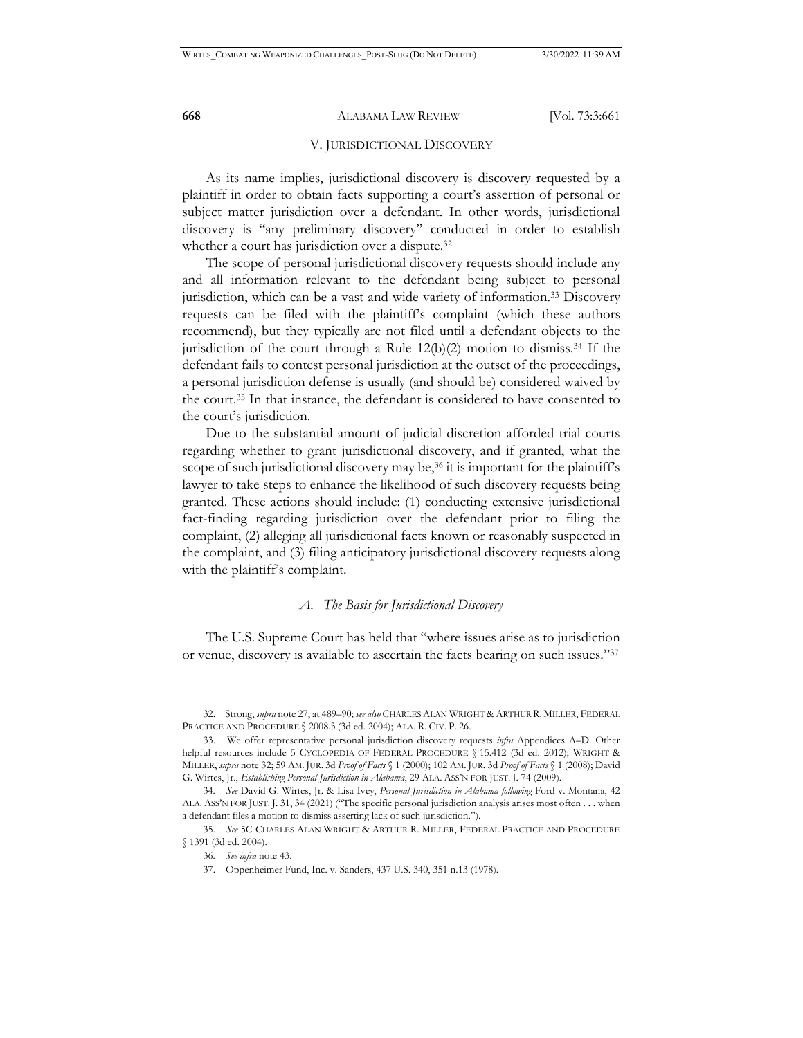## V. JURISDICTIONAL DISCOVERY

As its name implies, jurisdictional discovery is discovery requested by a plaintiff in order to obtain facts supporting a court's assertion of personal or subject matter jurisdiction over a defendant. In other words, jurisdictional discovery is "any preliminary discovery" conducted in order to establish whether a court has jurisdiction over a dispute.[32]

The scope of personal jurisdictional discovery requests should include any and all information relevant to the defendant being subject to personal jurisdiction, which can be a vast and wide variety of information.[33] Discovery requests can be filed with the plaintiff's complaint (which these authors recommend), but they typically are not filed until a defendant objects to the jurisdiction of the court through a Rule 12(b)(2) motion to dismiss.[34] If the defendant fails to contest personal jurisdiction at the outset of the proceedings, a personal jurisdiction defense is usually (and should be) considered waived by the court.[35] In that instance, the defendant is considered to have consented to the court's jurisdiction.

Due to the substantial amount of judicial discretion afforded trial courts regarding whether to grant jurisdictional discovery, and if granted, what the scope of such jurisdictional discovery may be,[36] it is important for the plaintiff's lawyer to take steps to enhance the likelihood of such discovery requests being granted. These actions should include: (1) conducting extensive jurisdictional fact-finding regarding jurisdiction over the defendant prior to filing the complaint, (2) alleging all jurisdictional facts known or reasonably suspected in the complaint, and (3) filing anticipatory jurisdictional discovery requests along with the plaintiff's complaint.

### *A. The Basis for Jurisdictional Discovery*

The U.S. Supreme Court has held that "where issues arise as to jurisdiction or venue, discovery is available to ascertain the facts bearing on such issues."[37]

---

32. Strong, *supra* note 27, at 489–90; *see also* CHARLES ALAN WRIGHT & ARTHUR R. MILLER, FEDERAL PRACTICE AND PROCEDURE § 2008.3 (3d ed. 2004); ALA. R. CIV. P. 26.

33. We offer representative personal jurisdiction discovery requests *infra* Appendices A–D. Other helpful resources include 5 CYCLOPEDIA OF FEDERAL PROCEDURE § 15.412 (3d ed. 2012); WRIGHT & MILLER, *supra* note 32; 59 AM. JUR. 3d *Proof of Facts* § 1 (2000); 102 AM. JUR. 3d *Proof of Facts* § 1 (2008); David G. Wirtes, Jr., *Establishing Personal Jurisdiction in Alabama*, 29 ALA. ASS'N FOR JUST. J. 74 (2009).

34. *See* David G. Wirtes, Jr. & Lisa Ivey, *Personal Jurisdiction in Alabama following* Ford v. Montana, 42 ALA. ASS'N FOR JUST. J. 31, 34 (2021) ("The specific personal jurisdiction analysis arises most often . . . when a defendant files a motion to dismiss asserting lack of such jurisdiction.").

35. *See* 5C CHARLES ALAN WRIGHT & ARTHUR R. MILLER, FEDERAL PRACTICE AND PROCEDURE § 1391 (3d ed. 2004).

36. *See infra* note 43.

37. Oppenheimer Fund, Inc. v. Sanders, 437 U.S. 340, 351 n.13 (1978).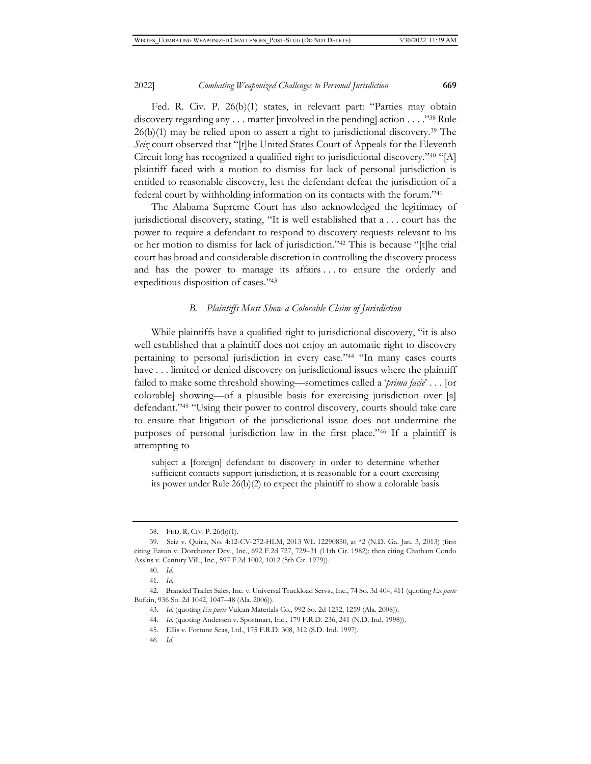Fed. R. Civ. P. 26(b)(1) states, in relevant part: "Parties may obtain discovery regarding any . . . matter [involved in the pending] action . . . ."[38] Rule 26(b)(1) may be relied upon to assert a right to jurisdictional discovery.[39] The *Seiz* court observed that "[t]he United States Court of Appeals for the Eleventh Circuit long has recognized a qualified right to jurisdictional discovery."[40] "[A] plaintiff faced with a motion to dismiss for lack of personal jurisdiction is entitled to reasonable discovery, lest the defendant defeat the jurisdiction of a federal court by withholding information on its contacts with the forum."[41]

The Alabama Supreme Court has also acknowledged the legitimacy of jurisdictional discovery, stating, "It is well established that a . . . court has the power to require a defendant to respond to discovery requests relevant to his or her motion to dismiss for lack of jurisdiction."[42] This is because "[t]he trial court has broad and considerable discretion in controlling the discovery process and has the power to manage its affairs . . . to ensure the orderly and expeditious disposition of cases."[43]

### *B. Plaintiffs Must Show a Colorable Claim of Jurisdiction*

While plaintiffs have a qualified right to jurisdictional discovery, "it is also well established that a plaintiff does not enjoy an automatic right to discovery pertaining to personal jurisdiction in every case."[44] "In many cases courts have . . . limited or denied discovery on jurisdictional issues where the plaintiff failed to make some threshold showing—sometimes called a '*prima facie*' . . . [or colorable] showing—of a plausible basis for exercising jurisdiction over [a] defendant."[45] "Using their power to control discovery, courts should take care to ensure that litigation of the jurisdictional issue does not undermine the purposes of personal jurisdiction law in the first place."[46] If a plaintiff is attempting to

> subject a [foreign] defendant to discovery in order to determine whether sufficient contacts support jurisdiction, it is reasonable for a court exercising its power under Rule 26(b)(2) to expect the plaintiff to show a colorable basis

---

38. FED. R. CIV. P. 26(b)(1).

39. Seiz v. Quirk, No. 4:12-CV-272-HLM, 2013 WL 12290850, at \*2 (N.D. Ga. Jan. 3, 2013) (first citing Eaton v. Dorchester Dev., Inc., 692 F.2d 727, 729–31 (11th Cir. 1982); then citing Chatham Condo Ass'ns v. Century Vill., Inc., 597 F.2d 1002, 1012 (5th Cir. 1979)).

40. *Id.*

41. *Id.*

42. Branded Trailer Sales, Inc. v. Universal Truckload Servs., Inc., 74 So. 3d 404, 411 (quoting *Ex parte* Bufkin, 936 So. 2d 1042, 1047–48 (Ala. 2006)).

43. *Id.* (quoting *Ex parte* Vulcan Materials Co., 992 So. 2d 1252, 1259 (Ala. 2008)).

44. *Id.* (quoting Andersen v. Sportmart, Inc., 179 F.R.D. 236, 241 (N.D. Ind. 1998)).

45. Ellis v. Fortune Seas, Ltd., 175 F.R.D. 308, 312 (S.D. Ind. 1997).

46. *Id.*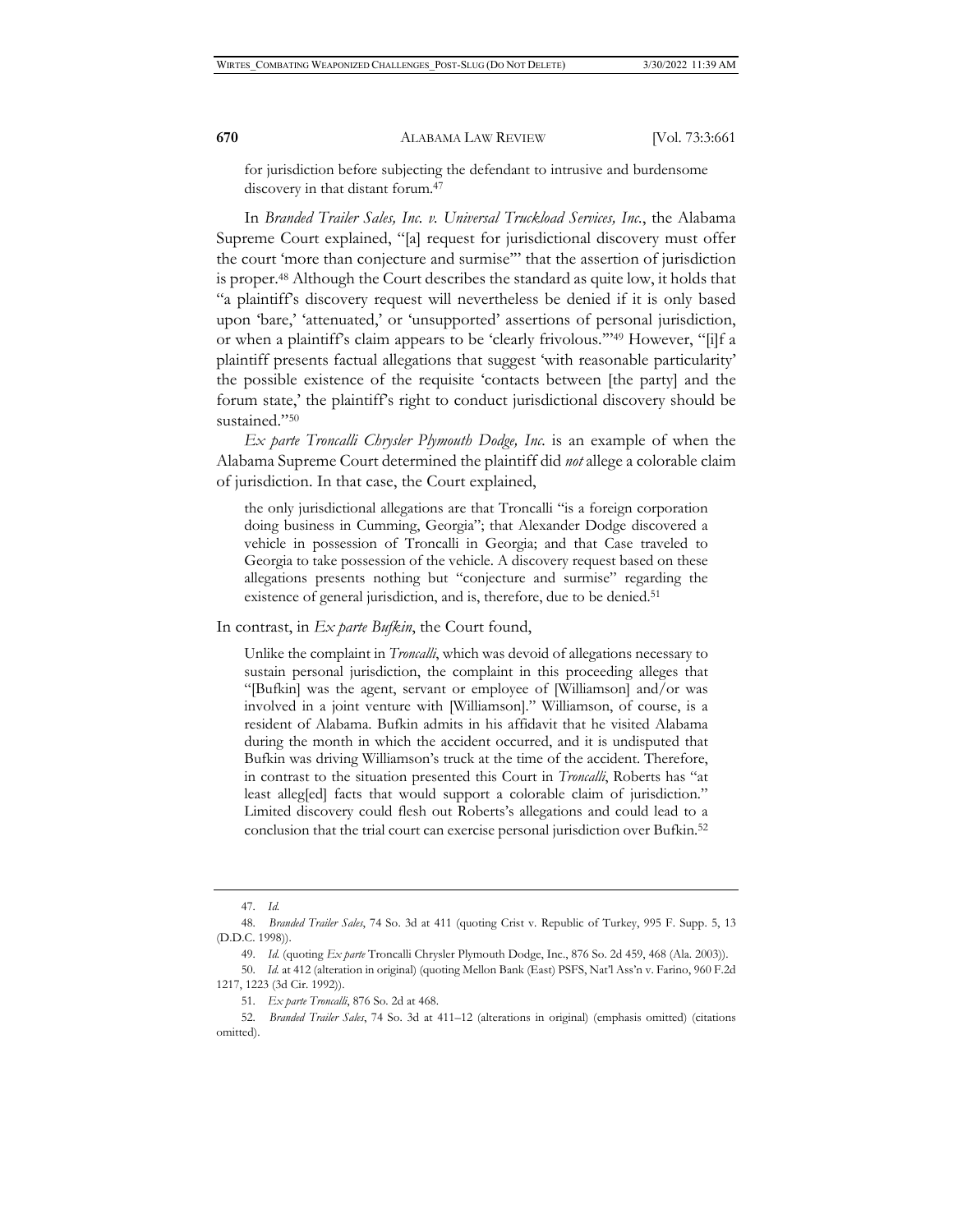for jurisdiction before subjecting the defendant to intrusive and burdensome discovery in that distant forum.[47]

In *Branded Trailer Sales, Inc. v. Universal Truckload Services, Inc.*, the Alabama Supreme Court explained, "[a] request for jurisdictional discovery must offer the court 'more than conjecture and surmise'" that the assertion of jurisdiction is proper.[48] Although the Court describes the standard as quite low, it holds that "a plaintiff's discovery request will nevertheless be denied if it is only based upon 'bare,' 'attenuated,' or 'unsupported' assertions of personal jurisdiction, or when a plaintiff's claim appears to be 'clearly frivolous.'"[49] However, "[i]f a plaintiff presents factual allegations that suggest 'with reasonable particularity' the possible existence of the requisite 'contacts between [the party] and the forum state,' the plaintiff's right to conduct jurisdictional discovery should be sustained."[50]

*Ex parte Troncalli Chrysler Plymouth Dodge, Inc.* is an example of when the Alabama Supreme Court determined the plaintiff did *not* allege a colorable claim of jurisdiction. In that case, the Court explained,

> the only jurisdictional allegations are that Troncalli "is a foreign corporation doing business in Cumming, Georgia"; that Alexander Dodge discovered a vehicle in possession of Troncalli in Georgia; and that Case traveled to Georgia to take possession of the vehicle. A discovery request based on these allegations presents nothing but "conjecture and surmise" regarding the existence of general jurisdiction, and is, therefore, due to be denied.[51]

In contrast, in *Ex parte Bufkin*, the Court found,

> Unlike the complaint in *Troncalli*, which was devoid of allegations necessary to sustain personal jurisdiction, the complaint in this proceeding alleges that "[Bufkin] was the agent, servant or employee of [Williamson] and/or was involved in a joint venture with [Williamson]." Williamson, of course, is a resident of Alabama. Bufkin admits in his affidavit that he visited Alabama during the month in which the accident occurred, and it is undisputed that Bufkin was driving Williamson's truck at the time of the accident. Therefore, in contrast to the situation presented this Court in *Troncalli*, Roberts has "at least alleg[ed] facts that would support a colorable claim of jurisdiction." Limited discovery could flesh out Roberts's allegations and could lead to a conclusion that the trial court can exercise personal jurisdiction over Bufkin.[52]

---

47. *Id.*

48. *Branded Trailer Sales*, 74 So. 3d at 411 (quoting Crist v. Republic of Turkey, 995 F. Supp. 5, 13 (D.D.C. 1998)).

49. *Id.* (quoting *Ex parte* Troncalli Chrysler Plymouth Dodge, Inc., 876 So. 2d 459, 468 (Ala. 2003)).

50. *Id.* at 412 (alteration in original) (quoting Mellon Bank (East) PSFS, Nat'l Ass'n v. Farino, 960 F.2d 1217, 1223 (3d Cir. 1992)).

51. *Ex parte Troncalli*, 876 So. 2d at 468.

52. *Branded Trailer Sales*, 74 So. 3d at 411–12 (alterations in original) (emphasis omitted) (citations omitted).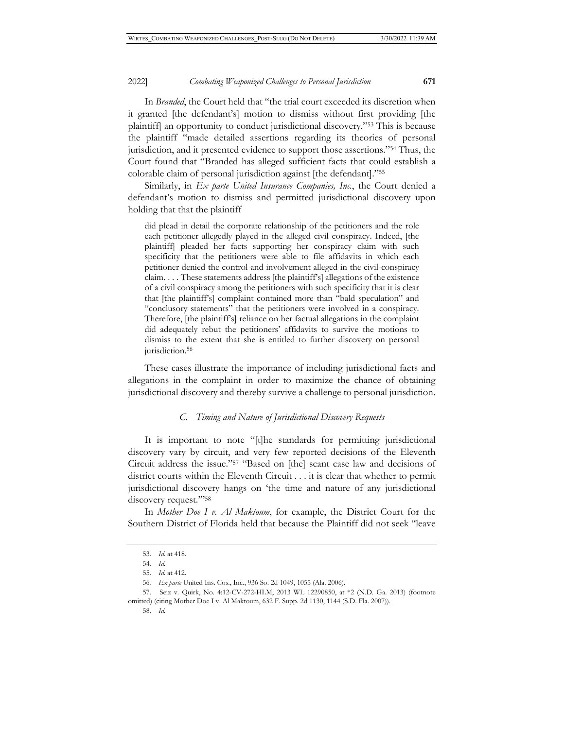In *Branded*, the Court held that "the trial court exceeded its discretion when it granted [the defendant's] motion to dismiss without first providing [the plaintiff] an opportunity to conduct jurisdictional discovery."[53] This is because the plaintiff "made detailed assertions regarding its theories of personal jurisdiction, and it presented evidence to support those assertions."[54] Thus, the Court found that "Branded has alleged sufficient facts that could establish a colorable claim of personal jurisdiction against [the defendant]."[55]

Similarly, in *Ex parte United Insurance Companies, Inc.*, the Court denied a defendant's motion to dismiss and permitted jurisdictional discovery upon holding that that the plaintiff

> did plead in detail the corporate relationship of the petitioners and the role each petitioner allegedly played in the alleged civil conspiracy. Indeed, [the plaintiff] pleaded her facts supporting her conspiracy claim with such specificity that the petitioners were able to file affidavits in which each petitioner denied the control and involvement alleged in the civil-conspiracy claim. . . . These statements address [the plaintiff's] allegations of the existence of a civil conspiracy among the petitioners with such specificity that it is clear that [the plaintiff's] complaint contained more than "bald speculation" and "conclusory statements" that the petitioners were involved in a conspiracy. Therefore, [the plaintiff's] reliance on her factual allegations in the complaint did adequately rebut the petitioners' affidavits to survive the motions to dismiss to the extent that she is entitled to further discovery on personal jurisdiction.[56]

These cases illustrate the importance of including jurisdictional facts and allegations in the complaint in order to maximize the chance of obtaining jurisdictional discovery and thereby survive a challenge to personal jurisdiction.

### *C. Timing and Nature of Jurisdictional Discovery Requests*

It is important to note "[t]he standards for permitting jurisdictional discovery vary by circuit, and very few reported decisions of the Eleventh Circuit address the issue."[57] "Based on [the] scant case law and decisions of district courts within the Eleventh Circuit . . . it is clear that whether to permit jurisdictional discovery hangs on 'the time and nature of any jurisdictional discovery request.'"[58]

In *Mother Doe I v. Al Maktoum*, for example, the District Court for the Southern District of Florida held that because the Plaintiff did not seek "leave

---

53. *Id.* at 418.

54. *Id.*

55. *Id.* at 412.

56. *Ex parte* United Ins. Cos., Inc., 936 So. 2d 1049, 1055 (Ala. 2006).

57. Seiz v. Quirk, No. 4:12-CV-272-HLM, 2013 WL 12290850, at *2 (N.D. Ga. 2013) (footnote omitted) (citing Mother Doe I v. Al Maktoum, 632 F. Supp. 2d 1130, 1144 (S.D. Fla. 2007)).

58. *Id.*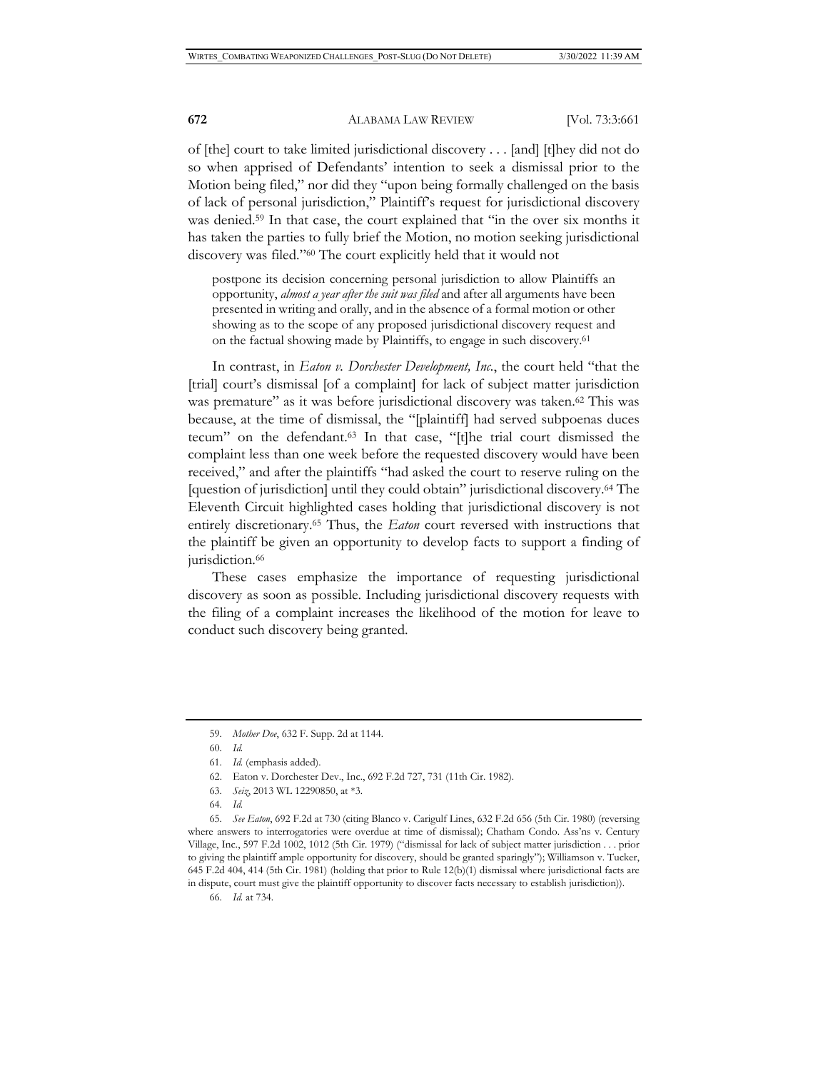of [the] court to take limited jurisdictional discovery . . . [and] [t]hey did not do so when apprised of Defendants' intention to seek a dismissal prior to the Motion being filed," nor did they "upon being formally challenged on the basis of lack of personal jurisdiction," Plaintiff's request for jurisdictional discovery was denied.[59] In that case, the court explained that "in the over six months it has taken the parties to fully brief the Motion, no motion seeking jurisdictional discovery was filed."[60] The court explicitly held that it would not

> postpone its decision concerning personal jurisdiction to allow Plaintiffs an opportunity, *almost a year after the suit was filed* and after all arguments have been presented in writing and orally, and in the absence of a formal motion or other showing as to the scope of any proposed jurisdictional discovery request and on the factual showing made by Plaintiffs, to engage in such discovery.[61]

In contrast, in *Eaton v. Dorchester Development, Inc.*, the court held "that the [trial] court's dismissal [of a complaint] for lack of subject matter jurisdiction was premature" as it was before jurisdictional discovery was taken.[62] This was because, at the time of dismissal, the "[plaintiff] had served subpoenas duces tecum" on the defendant.[63] In that case, "[t]he trial court dismissed the complaint less than one week before the requested discovery would have been received," and after the plaintiffs "had asked the court to reserve ruling on the [question of jurisdiction] until they could obtain" jurisdictional discovery.[64] The Eleventh Circuit highlighted cases holding that jurisdictional discovery is not entirely discretionary.[65] Thus, the *Eaton* court reversed with instructions that the plaintiff be given an opportunity to develop facts to support a finding of jurisdiction.[66]

These cases emphasize the importance of requesting jurisdictional discovery as soon as possible. Including jurisdictional discovery requests with the filing of a complaint increases the likelihood of the motion for leave to conduct such discovery being granted.

---

59. *Mother Doe*, 632 F. Supp. 2d at 1144.

60. *Id.*

61. *Id.* (emphasis added).

62. Eaton v. Dorchester Dev., Inc., 692 F.2d 727, 731 (11th Cir. 1982).

63. *Seiz*, 2013 WL 12290850, at *3.

64. *Id.*

65. *See Eaton*, 692 F.2d at 730 (citing Blanco v. Carigulf Lines, 632 F.2d 656 (5th Cir. 1980) (reversing where answers to interrogatories were overdue at time of dismissal); Chatham Condo. Ass'ns v. Century Village, Inc., 597 F.2d 1002, 1012 (5th Cir. 1979) ("dismissal for lack of subject matter jurisdiction . . . prior to giving the plaintiff ample opportunity for discovery, should be granted sparingly"); Williamson v. Tucker, 645 F.2d 404, 414 (5th Cir. 1981) (holding that prior to Rule 12(b)(1) dismissal where jurisdictional facts are in dispute, court must give the plaintiff opportunity to discover facts necessary to establish jurisdiction)).

66. *Id.* at 734.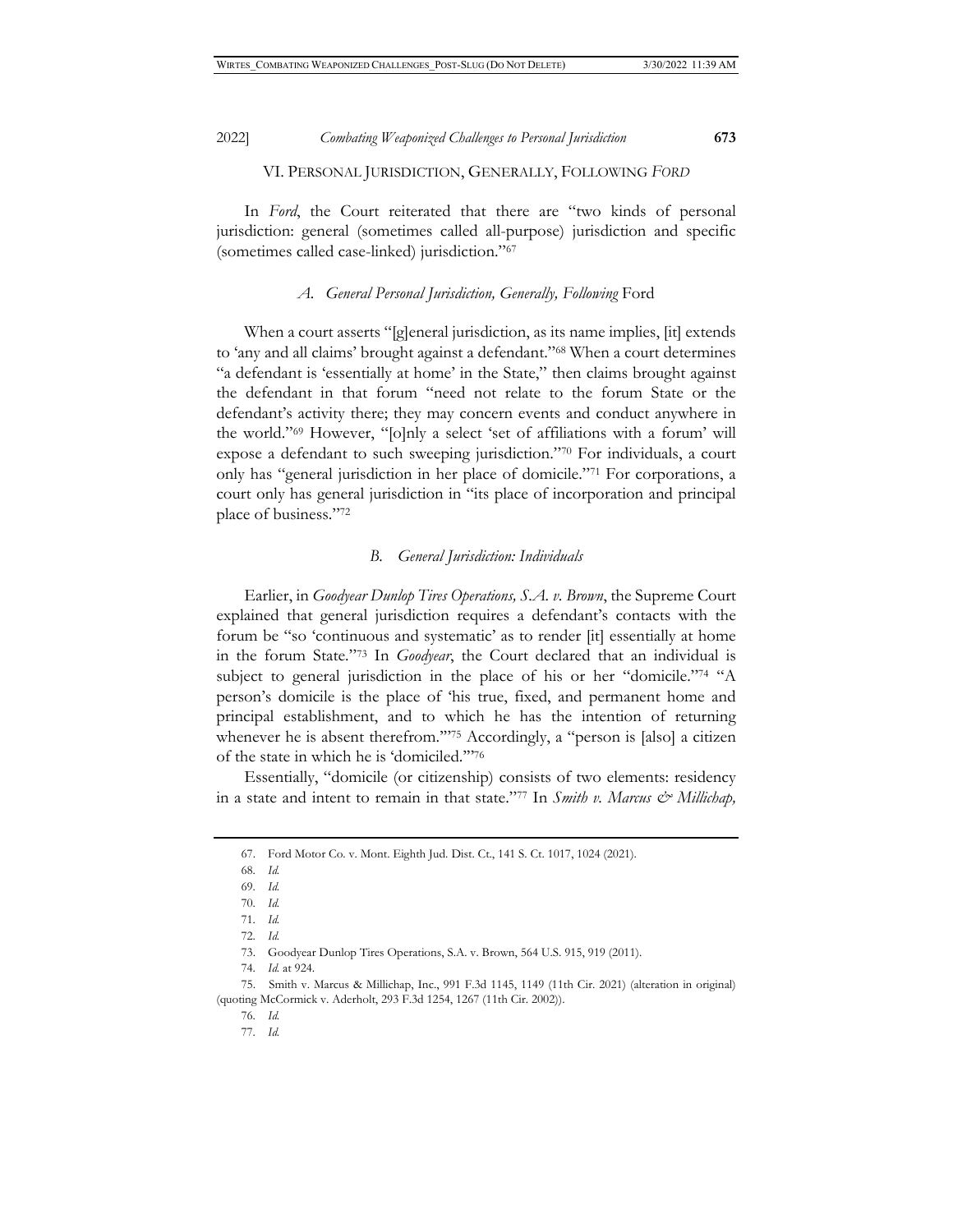## VI. PERSONAL JURISDICTION, GENERALLY, FOLLOWING *FORD*

In *Ford*, the Court reiterated that there are "two kinds of personal jurisdiction: general (sometimes called all-purpose) jurisdiction and specific (sometimes called case-linked) jurisdiction."[67]

### *A. General Personal Jurisdiction, Generally, Following* Ford

When a court asserts "[g]eneral jurisdiction, as its name implies, [it] extends to 'any and all claims' brought against a defendant."[68] When a court determines "a defendant is 'essentially at home' in the State," then claims brought against the defendant in that forum "need not relate to the forum State or the defendant's activity there; they may concern events and conduct anywhere in the world."[69] However, "[o]nly a select 'set of affiliations with a forum' will expose a defendant to such sweeping jurisdiction."[70] For individuals, a court only has "general jurisdiction in her place of domicile."[71] For corporations, a court only has general jurisdiction in "its place of incorporation and principal place of business."[72]

### *B. General Jurisdiction: Individuals*

Earlier, in *Goodyear Dunlop Tires Operations, S.A. v. Brown*, the Supreme Court explained that general jurisdiction requires a defendant's contacts with the forum be "so 'continuous and systematic' as to render [it] essentially at home in the forum State."[73] In *Goodyear*, the Court declared that an individual is subject to general jurisdiction in the place of his or her "domicile."[74] "A person's domicile is the place of 'his true, fixed, and permanent home and principal establishment, and to which he has the intention of returning whenever he is absent therefrom.'"[75] Accordingly, a "person is [also] a citizen of the state in which he is 'domiciled.'"[76]

Essentially, "domicile (or citizenship) consists of two elements: residency in a state and intent to remain in that state."[77] In *Smith v. Marcus & Millichap,*

---

67. Ford Motor Co. v. Mont. Eighth Jud. Dist. Ct., 141 S. Ct. 1017, 1024 (2021).

68. *Id.*

69. *Id.*

70. *Id.*

71. *Id.*

72. *Id.*

73. Goodyear Dunlop Tires Operations, S.A. v. Brown, 564 U.S. 915, 919 (2011).

74. *Id.* at 924.

75. Smith v. Marcus & Millichap, Inc., 991 F.3d 1145, 1149 (11th Cir. 2021) (alteration in original) (quoting McCormick v. Aderholt, 293 F.3d 1254, 1267 (11th Cir. 2002)).

76. *Id.*

77. *Id.*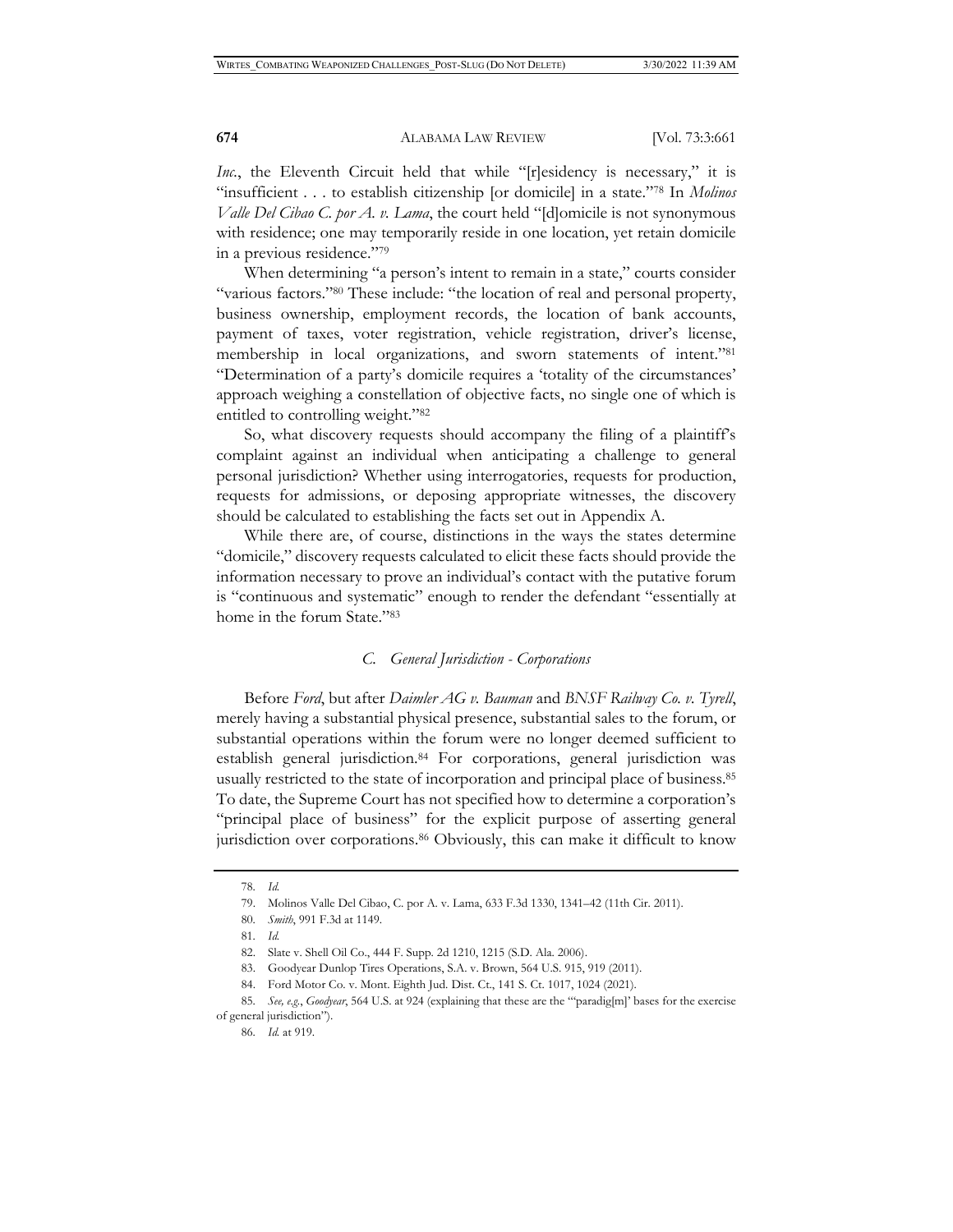*Inc.*, the Eleventh Circuit held that while "[r]esidency is necessary," it is "insufficient . . . to establish citizenship [or domicile] in a state."[78] In *Molinos Valle Del Cibao C. por A. v. Lama*, the court held "[d]omicile is not synonymous with residence; one may temporarily reside in one location, yet retain domicile in a previous residence."[79]

When determining "a person's intent to remain in a state," courts consider "various factors."[80] These include: "the location of real and personal property, business ownership, employment records, the location of bank accounts, payment of taxes, voter registration, vehicle registration, driver's license, membership in local organizations, and sworn statements of intent."[81] "Determination of a party's domicile requires a 'totality of the circumstances' approach weighing a constellation of objective facts, no single one of which is entitled to controlling weight."[82]

So, what discovery requests should accompany the filing of a plaintiff's complaint against an individual when anticipating a challenge to general personal jurisdiction? Whether using interrogatories, requests for production, requests for admissions, or deposing appropriate witnesses, the discovery should be calculated to establishing the facts set out in Appendix A.

While there are, of course, distinctions in the ways the states determine "domicile," discovery requests calculated to elicit these facts should provide the information necessary to prove an individual's contact with the putative forum is "continuous and systematic" enough to render the defendant "essentially at home in the forum State."[83]

### *C. General Jurisdiction - Corporations*

Before *Ford*, but after *Daimler AG v. Bauman* and *BNSF Railway Co. v. Tyrell*, merely having a substantial physical presence, substantial sales to the forum, or substantial operations within the forum were no longer deemed sufficient to establish general jurisdiction.[84] For corporations, general jurisdiction was usually restricted to the state of incorporation and principal place of business.[85] To date, the Supreme Court has not specified how to determine a corporation's "principal place of business" for the explicit purpose of asserting general jurisdiction over corporations.[86] Obviously, this can make it difficult to know

---

78. *Id.*

79. Molinos Valle Del Cibao, C. por A. v. Lama, 633 F.3d 1330, 1341–42 (11th Cir. 2011).

80. *Smith*, 991 F.3d at 1149.

81. *Id.*

82. Slate v. Shell Oil Co., 444 F. Supp. 2d 1210, 1215 (S.D. Ala. 2006).

83. Goodyear Dunlop Tires Operations, S.A. v. Brown, 564 U.S. 915, 919 (2011).

84. Ford Motor Co. v. Mont. Eighth Jud. Dist. Ct., 141 S. Ct. 1017, 1024 (2021).

85. *See, e.g.*, *Goodyear*, 564 U.S. at 924 (explaining that these are the "'paradig[m]' bases for the exercise of general jurisdiction").

86. *Id.* at 919.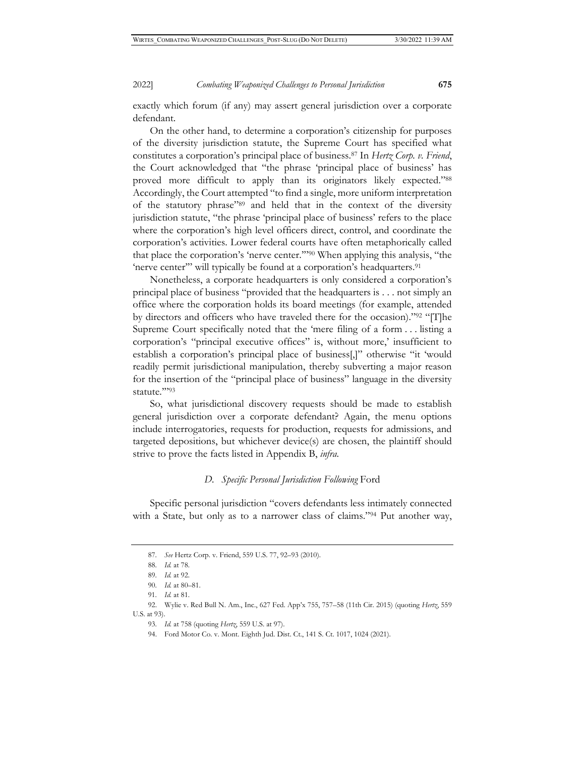exactly which forum (if any) may assert general jurisdiction over a corporate defendant.

On the other hand, to determine a corporation's citizenship for purposes of the diversity jurisdiction statute, the Supreme Court has specified what constitutes a corporation's principal place of business.[87] In *Hertz Corp. v. Friend*, the Court acknowledged that "the phrase 'principal place of business' has proved more difficult to apply than its originators likely expected."[88] Accordingly, the Court attempted "to find a single, more uniform interpretation of the statutory phrase"[89] and held that in the context of the diversity jurisdiction statute, "the phrase 'principal place of business' refers to the place where the corporation's high level officers direct, control, and coordinate the corporation's activities. Lower federal courts have often metaphorically called that place the corporation's 'nerve center.'"[90] When applying this analysis, "the 'nerve center'" will typically be found at a corporation's headquarters.[91]

Nonetheless, a corporate headquarters is only considered a corporation's principal place of business "provided that the headquarters is . . . not simply an office where the corporation holds its board meetings (for example, attended by directors and officers who have traveled there for the occasion)."[92] "[T]he Supreme Court specifically noted that the 'mere filing of a form . . . listing a corporation's "principal executive offices" is, without more,' insufficient to establish a corporation's principal place of business[,]" otherwise "it 'would readily permit jurisdictional manipulation, thereby subverting a major reason for the insertion of the "principal place of business" language in the diversity statute.'"[93]

So, what jurisdictional discovery requests should be made to establish general jurisdiction over a corporate defendant? Again, the menu options include interrogatories, requests for production, requests for admissions, and targeted depositions, but whichever device(s) are chosen, the plaintiff should strive to prove the facts listed in Appendix B, *infra*.

### *D. Specific Personal Jurisdiction Following* Ford

Specific personal jurisdiction "covers defendants less intimately connected with a State, but only as to a narrower class of claims."[94] Put another way,

---

87. *See* Hertz Corp. v. Friend, 559 U.S. 77, 92–93 (2010).

88. *Id.* at 78.

89. *Id.* at 92.

90. *Id.* at 80–81.

91. *Id.* at 81.

92. Wylie v. Red Bull N. Am., Inc., 627 Fed. App'x 755, 757–58 (11th Cir. 2015) (quoting *Hertz*, 559 U.S. at 93).

93. *Id.* at 758 (quoting *Hertz*, 559 U.S. at 97).

94. Ford Motor Co. v. Mont. Eighth Jud. Dist. Ct., 141 S. Ct. 1017, 1024 (2021).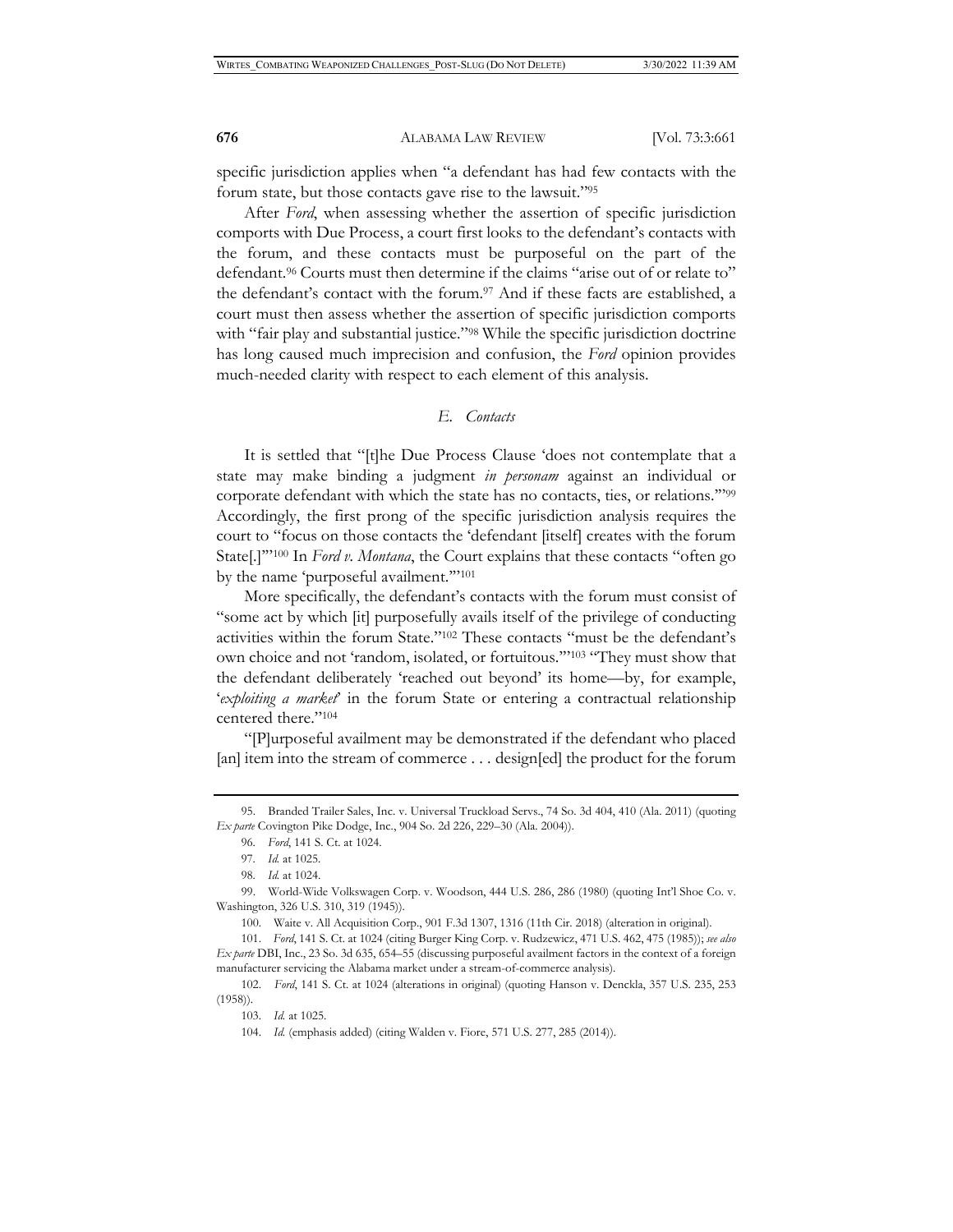specific jurisdiction applies when "a defendant has had few contacts with the forum state, but those contacts gave rise to the lawsuit."[95]

After *Ford*, when assessing whether the assertion of specific jurisdiction comports with Due Process, a court first looks to the defendant's contacts with the forum, and these contacts must be purposeful on the part of the defendant.[96] Courts must then determine if the claims "arise out of or relate to" the defendant's contact with the forum.[97] And if these facts are established, a court must then assess whether the assertion of specific jurisdiction comports with "fair play and substantial justice."[98] While the specific jurisdiction doctrine has long caused much imprecision and confusion, the *Ford* opinion provides much-needed clarity with respect to each element of this analysis.

### *E. Contacts*

It is settled that "[t]he Due Process Clause 'does not contemplate that a state may make binding a judgment *in personam* against an individual or corporate defendant with which the state has no contacts, ties, or relations.'"[99] Accordingly, the first prong of the specific jurisdiction analysis requires the court to "focus on those contacts the 'defendant [itself] creates with the forum State[.]'"[100] In *Ford v. Montana*, the Court explains that these contacts "often go by the name 'purposeful availment.'"[101]

More specifically, the defendant's contacts with the forum must consist of "some act by which [it] purposefully avails itself of the privilege of conducting activities within the forum State."[102] These contacts "must be the defendant's own choice and not 'random, isolated, or fortuitous.'"[103] "They must show that the defendant deliberately 'reached out beyond' its home—by, for example, '*exploiting a market*' in the forum State or entering a contractual relationship centered there."[104]

"[P]urposeful availment may be demonstrated if the defendant who placed [an] item into the stream of commerce . . . design[ed] the product for the forum

---

95. Branded Trailer Sales, Inc. v. Universal Truckload Servs., 74 So. 3d 404, 410 (Ala. 2011) (quoting *Ex parte* Covington Pike Dodge, Inc., 904 So. 2d 226, 229–30 (Ala. 2004)).

96. *Ford*, 141 S. Ct. at 1024.

97. *Id.* at 1025.

98. *Id.* at 1024.

99. World-Wide Volkswagen Corp. v. Woodson, 444 U.S. 286, 286 (1980) (quoting Int'l Shoe Co. v. Washington, 326 U.S. 310, 319 (1945)).

100. Waite v. All Acquisition Corp., 901 F.3d 1307, 1316 (11th Cir. 2018) (alteration in original).

101. *Ford*, 141 S. Ct. at 1024 (citing Burger King Corp. v. Rudzewicz, 471 U.S. 462, 475 (1985)); *see also Ex parte* DBI, Inc., 23 So. 3d 635, 654–55 (discussing purposeful availment factors in the context of a foreign manufacturer servicing the Alabama market under a stream-of-commerce analysis).

102. *Ford*, 141 S. Ct. at 1024 (alterations in original) (quoting Hanson v. Denckla, 357 U.S. 235, 253 (1958)).

103. *Id.* at 1025.

104. *Id.* (emphasis added) (citing Walden v. Fiore, 571 U.S. 277, 285 (2014)).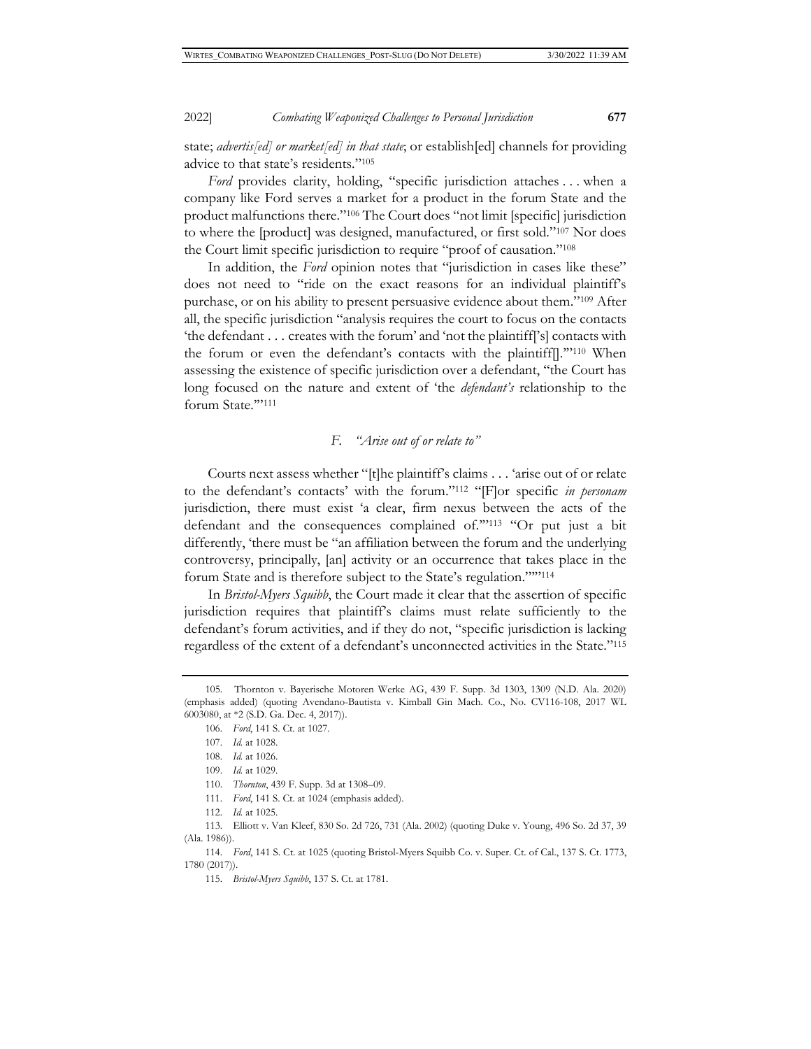state; *advertis[ed] or market[ed] in that state*; or establish[ed] channels for providing advice to that state's residents."[105]

*Ford* provides clarity, holding, "specific jurisdiction attaches . . . when a company like Ford serves a market for a product in the forum State and the product malfunctions there."[106] The Court does "not limit [specific] jurisdiction to where the [product] was designed, manufactured, or first sold."[107] Nor does the Court limit specific jurisdiction to require "proof of causation."[108]

In addition, the *Ford* opinion notes that "jurisdiction in cases like these" does not need to "ride on the exact reasons for an individual plaintiff's purchase, or on his ability to present persuasive evidence about them."[109] After all, the specific jurisdiction "analysis requires the court to focus on the contacts 'the defendant . . . creates with the forum' and 'not the plaintiff['s] contacts with the forum or even the defendant's contacts with the plaintiff[].'"[110] When assessing the existence of specific jurisdiction over a defendant, "the Court has long focused on the nature and extent of 'the *defendant's* relationship to the forum State.'"[111]

### *F. "Arise out of or relate to"*

Courts next assess whether "[t]he plaintiff's claims . . . 'arise out of or relate to the defendant's contacts' with the forum."[112] "[F]or specific *in personam* jurisdiction, there must exist 'a clear, firm nexus between the acts of the defendant and the consequences complained of.'"[113] "Or put just a bit differently, 'there must be "an affiliation between the forum and the underlying controversy, principally, [an] activity or an occurrence that takes place in the forum State and is therefore subject to the State's regulation."'"[114]

In *Bristol-Myers Squibb*, the Court made it clear that the assertion of specific jurisdiction requires that plaintiff's claims must relate sufficiently to the defendant's forum activities, and if they do not, "specific jurisdiction is lacking regardless of the extent of a defendant's unconnected activities in the State."[115]

---

105. Thornton v. Bayerische Motoren Werke AG, 439 F. Supp. 3d 1303, 1309 (N.D. Ala. 2020) (emphasis added) (quoting Avendano-Bautista v. Kimball Gin Mach. Co., No. CV116-108, 2017 WL 6003080, at *2 (S.D. Ga. Dec. 4, 2017)).

106. *Ford*, 141 S. Ct. at 1027.

107. *Id.* at 1028.

108. *Id.* at 1026.

109. *Id.* at 1029.

110. *Thornton*, 439 F. Supp. 3d at 1308–09.

111. *Ford*, 141 S. Ct. at 1024 (emphasis added).

112. *Id.* at 1025.

113. Elliott v. Van Kleef, 830 So. 2d 726, 731 (Ala. 2002) (quoting Duke v. Young, 496 So. 2d 37, 39 (Ala. 1986)).

114. *Ford*, 141 S. Ct. at 1025 (quoting Bristol-Myers Squibb Co. v. Super. Ct. of Cal., 137 S. Ct. 1773, 1780 (2017)).

115. *Bristol-Myers Squibb*, 137 S. Ct. at 1781.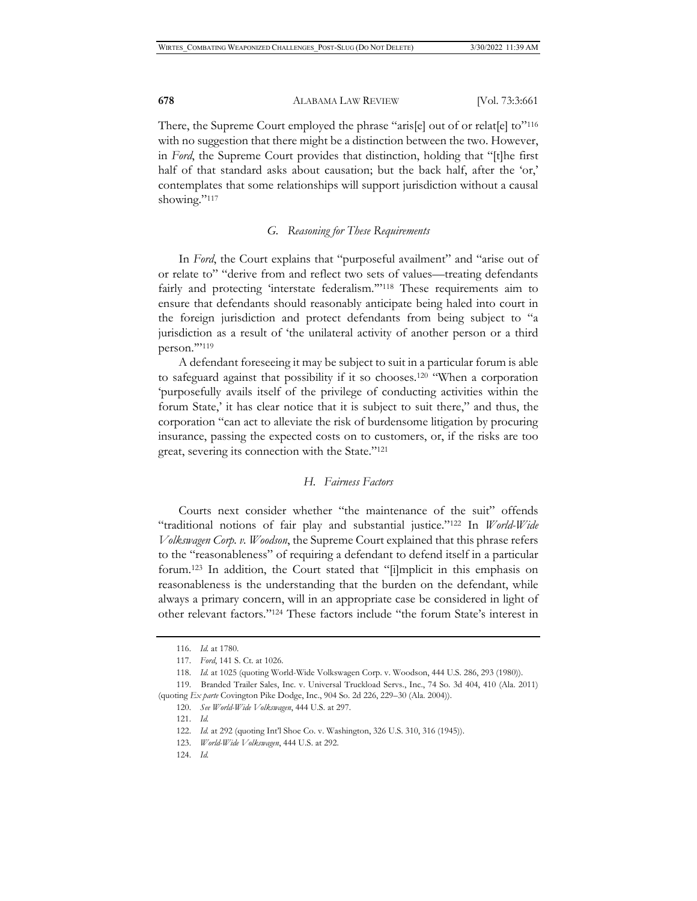There, the Supreme Court employed the phrase "aris[e] out of or relat[e] to"[116] with no suggestion that there might be a distinction between the two. However, in *Ford*, the Supreme Court provides that distinction, holding that "[t]he first half of that standard asks about causation; but the back half, after the 'or,' contemplates that some relationships will support jurisdiction without a causal showing."[117]

### *G. Reasoning for These Requirements*

In *Ford*, the Court explains that "purposeful availment" and "arise out of or relate to" "derive from and reflect two sets of values—treating defendants fairly and protecting 'interstate federalism.'"[118] These requirements aim to ensure that defendants should reasonably anticipate being haled into court in the foreign jurisdiction and protect defendants from being subject to "a jurisdiction as a result of 'the unilateral activity of another person or a third person.'"[119]

A defendant foreseeing it may be subject to suit in a particular forum is able to safeguard against that possibility if it so chooses.[120] "When a corporation 'purposefully avails itself of the privilege of conducting activities within the forum State,' it has clear notice that it is subject to suit there," and thus, the corporation "can act to alleviate the risk of burdensome litigation by procuring insurance, passing the expected costs on to customers, or, if the risks are too great, severing its connection with the State."[121]

### *H. Fairness Factors*

Courts next consider whether "the maintenance of the suit" offends "traditional notions of fair play and substantial justice."[122] In *World-Wide Volkswagen Corp. v. Woodson*, the Supreme Court explained that this phrase refers to the "reasonableness" of requiring a defendant to defend itself in a particular forum.[123] In addition, the Court stated that "[i]mplicit in this emphasis on reasonableness is the understanding that the burden on the defendant, while always a primary concern, will in an appropriate case be considered in light of other relevant factors."[124] These factors include "the forum State's interest in

---

116. *Id.* at 1780.

117. *Ford*, 141 S. Ct. at 1026.

118. *Id.* at 1025 (quoting World-Wide Volkswagen Corp. v. Woodson, 444 U.S. 286, 293 (1980)).

119. Branded Trailer Sales, Inc. v. Universal Truckload Servs., Inc., 74 So. 3d 404, 410 (Ala. 2011) (quoting *Ex parte* Covington Pike Dodge, Inc., 904 So. 2d 226, 229–30 (Ala. 2004)).

120. *See World-Wide Volkswagen*, 444 U.S. at 297.

121. *Id.*

122. *Id.* at 292 (quoting Int'l Shoe Co. v. Washington, 326 U.S. 310, 316 (1945)).

123. *World-Wide Volkswagen*, 444 U.S. at 292.

124. *Id.*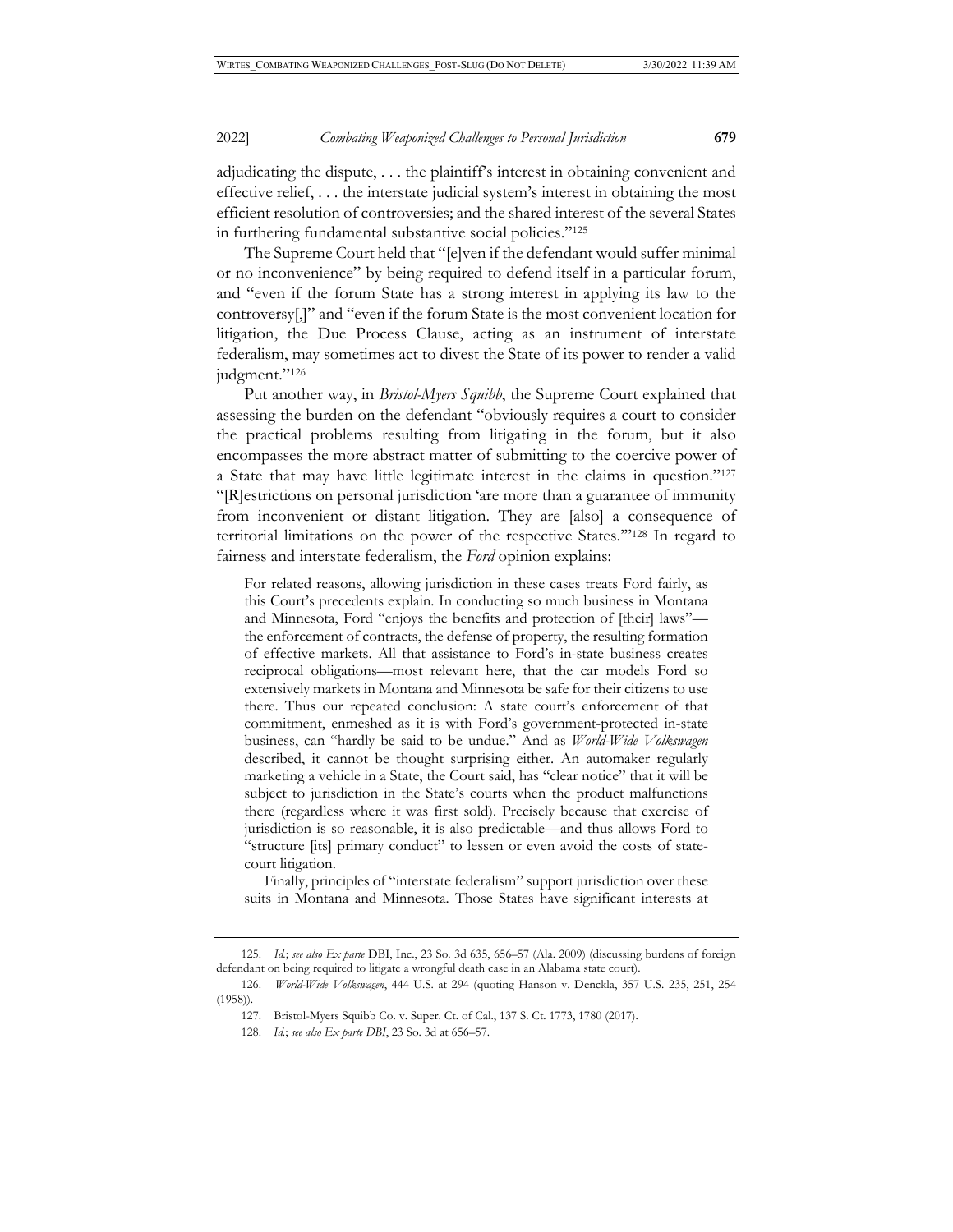adjudicating the dispute, . . . the plaintiff's interest in obtaining convenient and effective relief, . . . the interstate judicial system's interest in obtaining the most efficient resolution of controversies; and the shared interest of the several States in furthering fundamental substantive social policies."[125]

The Supreme Court held that "[e]ven if the defendant would suffer minimal or no inconvenience" by being required to defend itself in a particular forum, and "even if the forum State has a strong interest in applying its law to the controversy[,]" and "even if the forum State is the most convenient location for litigation, the Due Process Clause, acting as an instrument of interstate federalism, may sometimes act to divest the State of its power to render a valid judgment."[126]

Put another way, in *Bristol-Myers Squibb*, the Supreme Court explained that assessing the burden on the defendant "obviously requires a court to consider the practical problems resulting from litigating in the forum, but it also encompasses the more abstract matter of submitting to the coercive power of a State that may have little legitimate interest in the claims in question."[127] "[R]estrictions on personal jurisdiction 'are more than a guarantee of immunity from inconvenient or distant litigation. They are [also] a consequence of territorial limitations on the power of the respective States.'"[128] In regard to fairness and interstate federalism, the *Ford* opinion explains:

> For related reasons, allowing jurisdiction in these cases treats Ford fairly, as this Court's precedents explain. In conducting so much business in Montana and Minnesota, Ford "enjoys the benefits and protection of [their] laws"—the enforcement of contracts, the defense of property, the resulting formation of effective markets. All that assistance to Ford's in-state business creates reciprocal obligations—most relevant here, that the car models Ford so extensively markets in Montana and Minnesota be safe for their citizens to use there. Thus our repeated conclusion: A state court's enforcement of that commitment, enmeshed as it is with Ford's government-protected in-state business, can "hardly be said to be undue." And as *World-Wide Volkswagen* described, it cannot be thought surprising either. An automaker regularly marketing a vehicle in a State, the Court said, has "clear notice" that it will be subject to jurisdiction in the State's courts when the product malfunctions there (regardless where it was first sold). Precisely because that exercise of jurisdiction is so reasonable, it is also predictable—and thus allows Ford to "structure [its] primary conduct" to lessen or even avoid the costs of state-court litigation.
>
> Finally, principles of "interstate federalism" support jurisdiction over these suits in Montana and Minnesota. Those States have significant interests at

125. *Id.*; *see also Ex parte* DBI, Inc., 23 So. 3d 635, 656–57 (Ala. 2009) (discussing burdens of foreign defendant on being required to litigate a wrongful death case in an Alabama state court).

126. *World-Wide Volkswagen*, 444 U.S. at 294 (quoting Hanson v. Denckla, 357 U.S. 235, 251, 254 (1958)).

127. Bristol-Myers Squibb Co. v. Super. Ct. of Cal., 137 S. Ct. 1773, 1780 (2017).

128. *Id.*; *see also Ex parte DBI*, 23 So. 3d at 656–57.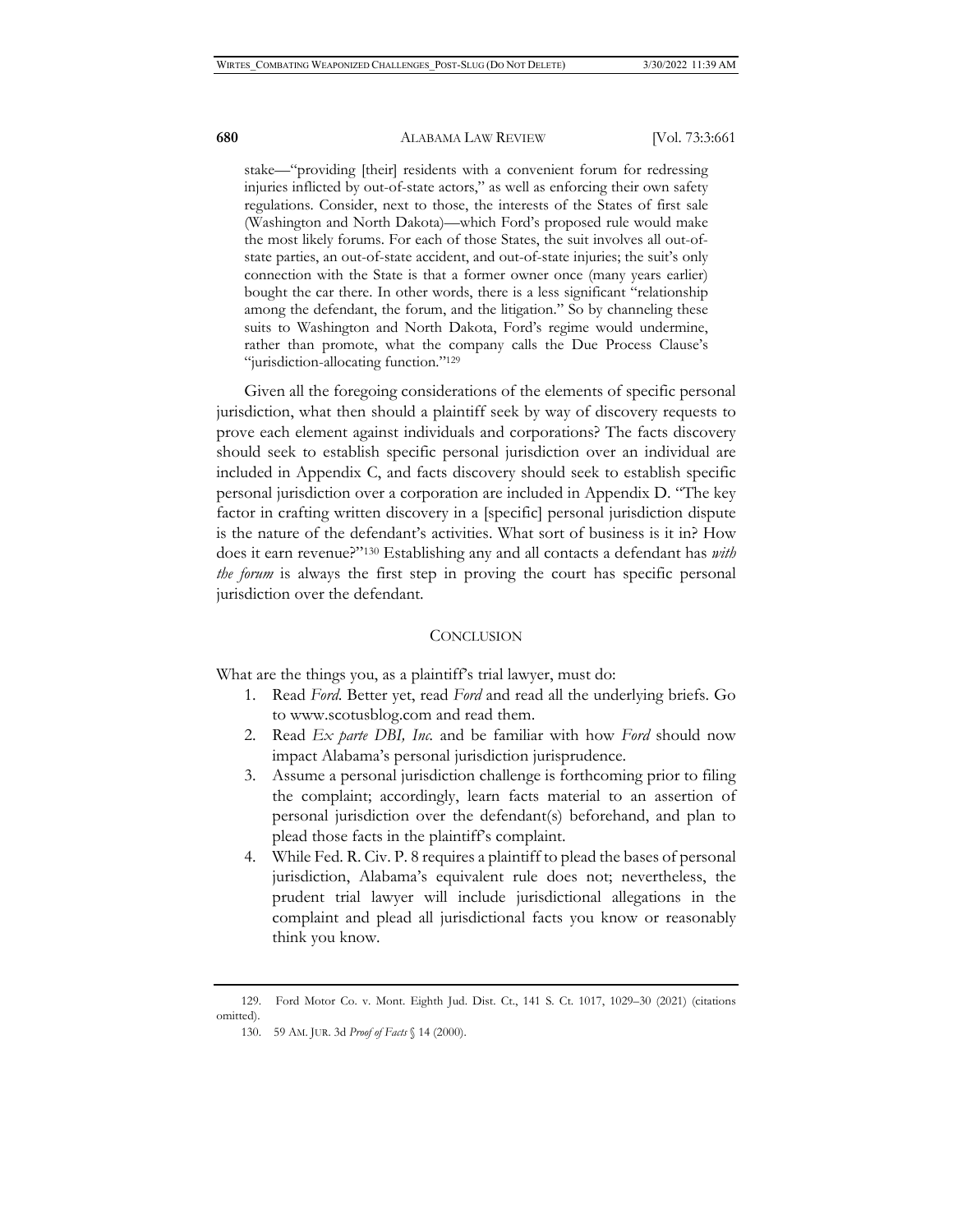stake—"providing [their] residents with a convenient forum for redressing injuries inflicted by out-of-state actors," as well as enforcing their own safety regulations. Consider, next to those, the interests of the States of first sale (Washington and North Dakota)—which Ford's proposed rule would make the most likely forums. For each of those States, the suit involves all out-of-state parties, an out-of-state accident, and out-of-state injuries; the suit's only connection with the State is that a former owner once (many years earlier) bought the car there. In other words, there is a less significant "relationship among the defendant, the forum, and the litigation." So by channeling these suits to Washington and North Dakota, Ford's regime would undermine, rather than promote, what the company calls the Due Process Clause's "jurisdiction-allocating function."[129]

Given all the foregoing considerations of the elements of specific personal jurisdiction, what then should a plaintiff seek by way of discovery requests to prove each element against individuals and corporations? The facts discovery should seek to establish specific personal jurisdiction over an individual are included in Appendix C, and facts discovery should seek to establish specific personal jurisdiction over a corporation are included in Appendix D. "The key factor in crafting written discovery in a [specific] personal jurisdiction dispute is the nature of the defendant's activities. What sort of business is it in? How does it earn revenue?"[130] Establishing any and all contacts a defendant has *with the forum* is always the first step in proving the court has specific personal jurisdiction over the defendant.

## CONCLUSION

What are the things you, as a plaintiff's trial lawyer, must do:

1. Read *Ford*. Better yet, read *Ford* and read all the underlying briefs. Go to www.scotusblog.com and read them.
2. Read *Ex parte DBI, Inc.* and be familiar with how *Ford* should now impact Alabama's personal jurisdiction jurisprudence.
3. Assume a personal jurisdiction challenge is forthcoming prior to filing the complaint; accordingly, learn facts material to an assertion of personal jurisdiction over the defendant(s) beforehand, and plan to plead those facts in the plaintiff's complaint.
4. While Fed. R. Civ. P. 8 requires a plaintiff to plead the bases of personal jurisdiction, Alabama's equivalent rule does not; nevertheless, the prudent trial lawyer will include jurisdictional allegations in the complaint and plead all jurisdictional facts you know or reasonably think you know.

---

129. Ford Motor Co. v. Mont. Eighth Jud. Dist. Ct., 141 S. Ct. 1017, 1029–30 (2021) (citations omitted).

130. 59 AM. JUR. 3d *Proof of Facts* § 14 (2000).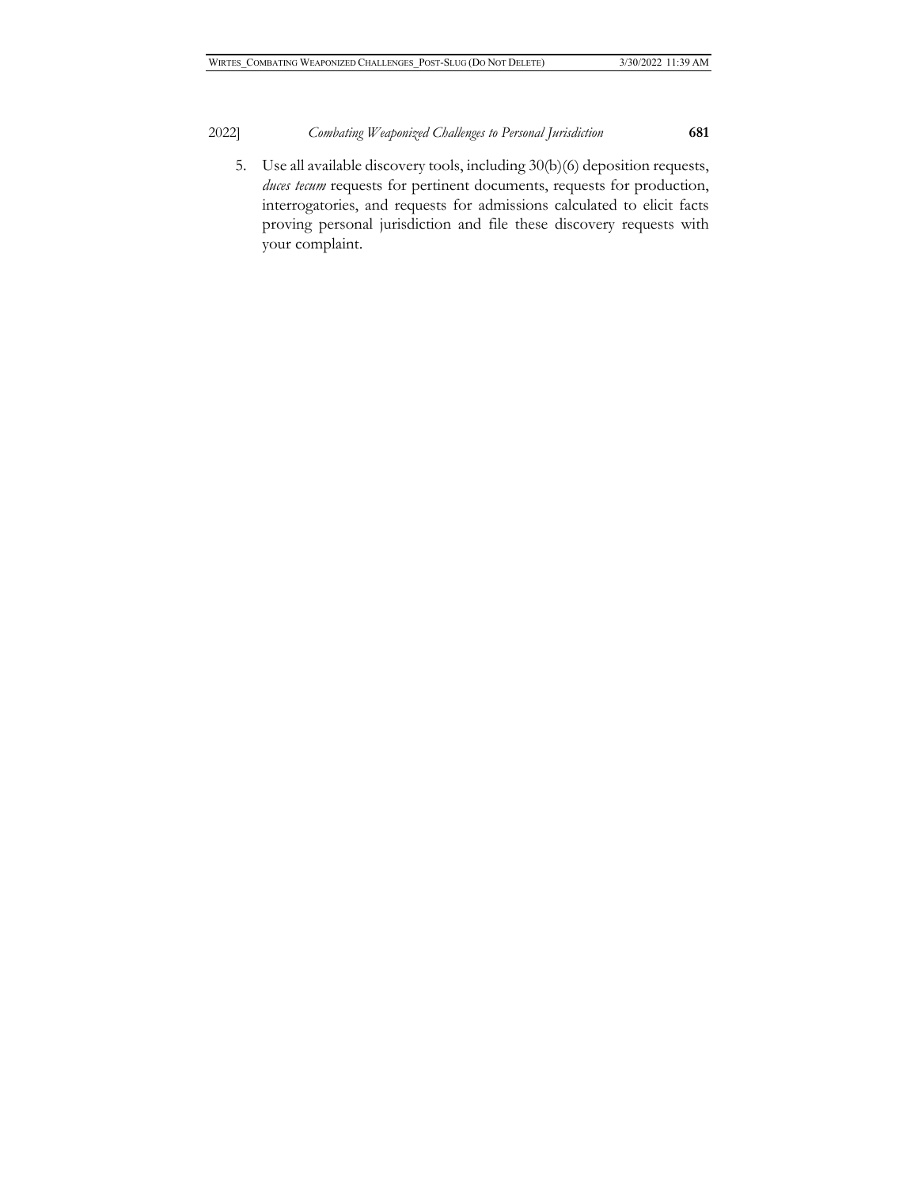5. Use all available discovery tools, including 30(b)(6) deposition requests, *duces tecum* requests for pertinent documents, requests for production, interrogatories, and requests for admissions calculated to elicit facts proving personal jurisdiction and file these discovery requests with your complaint.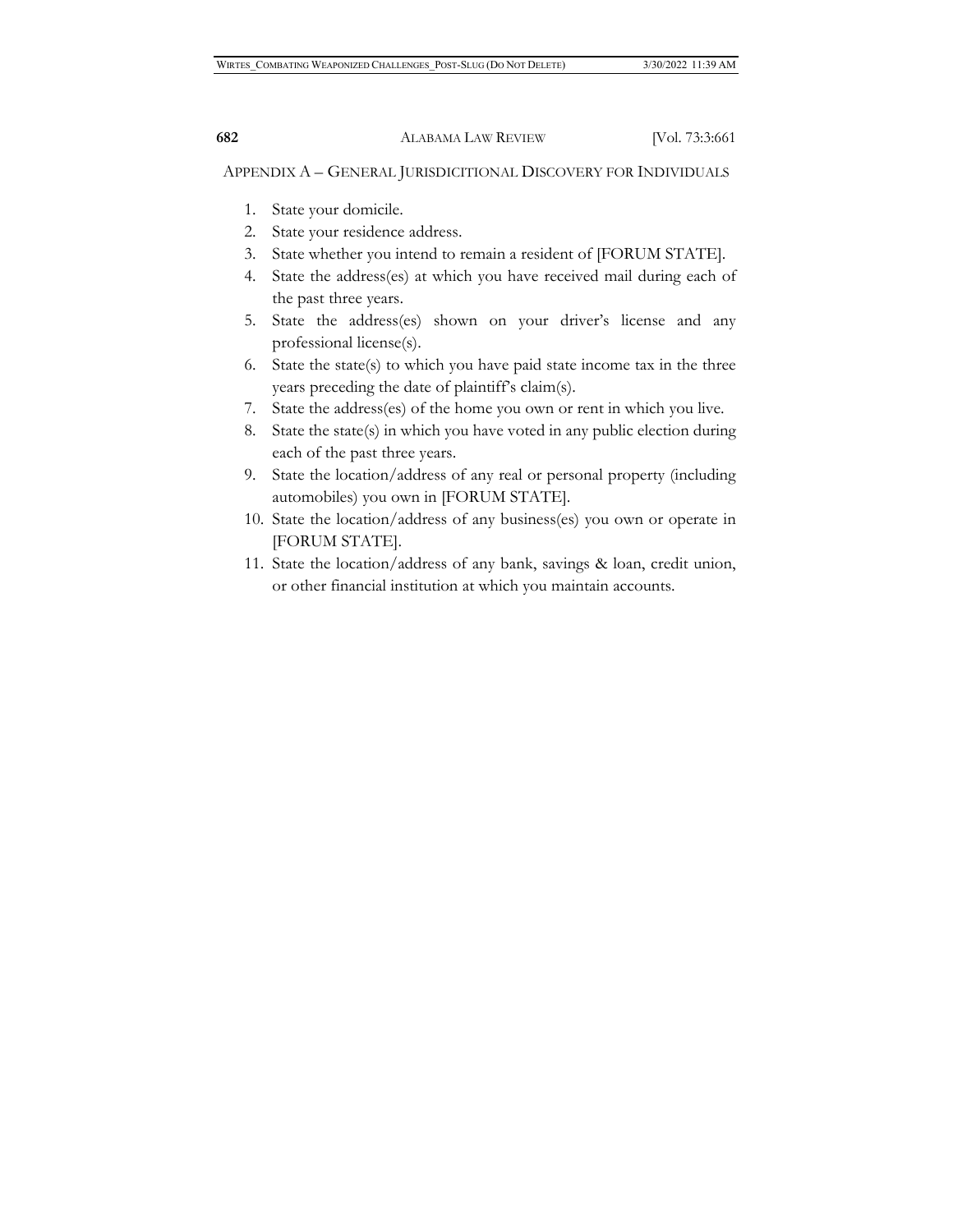## APPENDIX A – GENERAL JURISDICITIONAL DISCOVERY FOR INDIVIDUALS

1. State your domicile.
2. State your residence address.
3. State whether you intend to remain a resident of [FORUM STATE].
4. State the address(es) at which you have received mail during each of the past three years.
5. State the address(es) shown on your driver's license and any professional license(s).
6. State the state(s) to which you have paid state income tax in the three years preceding the date of plaintiff's claim(s).
7. State the address(es) of the home you own or rent in which you live.
8. State the state(s) in which you have voted in any public election during each of the past three years.
9. State the location/address of any real or personal property (including automobiles) you own in [FORUM STATE].
10. State the location/address of any business(es) you own or operate in [FORUM STATE].
11. State the location/address of any bank, savings & loan, credit union, or other financial institution at which you maintain accounts.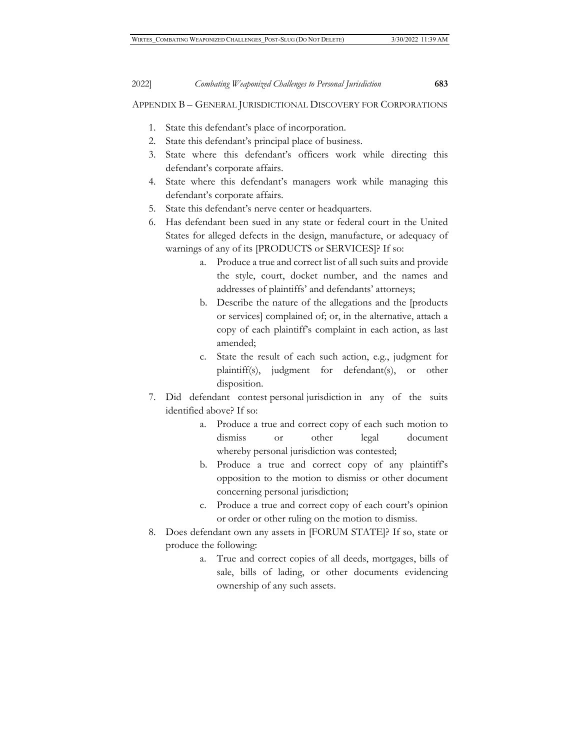## APPENDIX B – GENERAL JURISDICTIONAL DISCOVERY FOR CORPORATIONS

1. State this defendant's place of incorporation.
2. State this defendant's principal place of business.
3. State where this defendant's officers work while directing this defendant's corporate affairs.
4. State where this defendant's managers work while managing this defendant's corporate affairs.
5. State this defendant's nerve center or headquarters.
6. Has defendant been sued in any state or federal court in the United States for alleged defects in the design, manufacture, or adequacy of warnings of any of its [PRODUCTS or SERVICES]? If so:
    a. Produce a true and correct list of all such suits and provide the style, court, docket number, and the names and addresses of plaintiffs' and defendants' attorneys;
    b. Describe the nature of the allegations and the [products or services] complained of; or, in the alternative, attach a copy of each plaintiff's complaint in each action, as last amended;
    c. State the result of each such action, e.g., judgment for plaintiff(s), judgment for defendant(s), or other disposition.
7. Did defendant contest personal jurisdiction in any of the suits identified above? If so:
    a. Produce a true and correct copy of each such motion to dismiss or other legal document whereby personal jurisdiction was contested;
    b. Produce a true and correct copy of any plaintiff's opposition to the motion to dismiss or other document concerning personal jurisdiction;
    c. Produce a true and correct copy of each court's opinion or order or other ruling on the motion to dismiss.
8. Does defendant own any assets in [FORUM STATE]? If so, state or produce the following:
    a. True and correct copies of all deeds, mortgages, bills of sale, bills of lading, or other documents evidencing ownership of any such assets.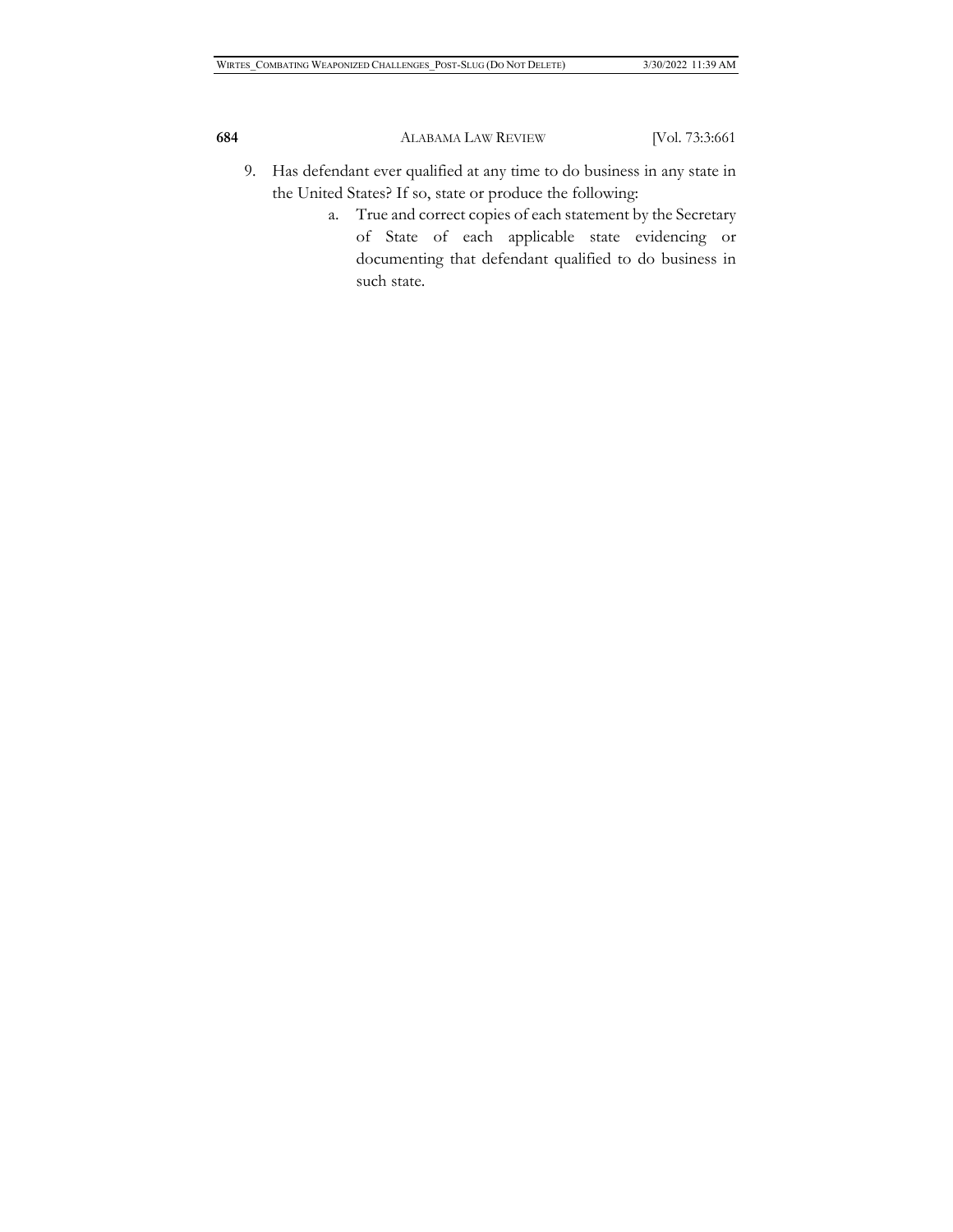9. Has defendant ever qualified at any time to do business in any state in the United States? If so, state or produce the following:
    a. True and correct copies of each statement by the Secretary of State of each applicable state evidencing or documenting that defendant qualified to do business in such state.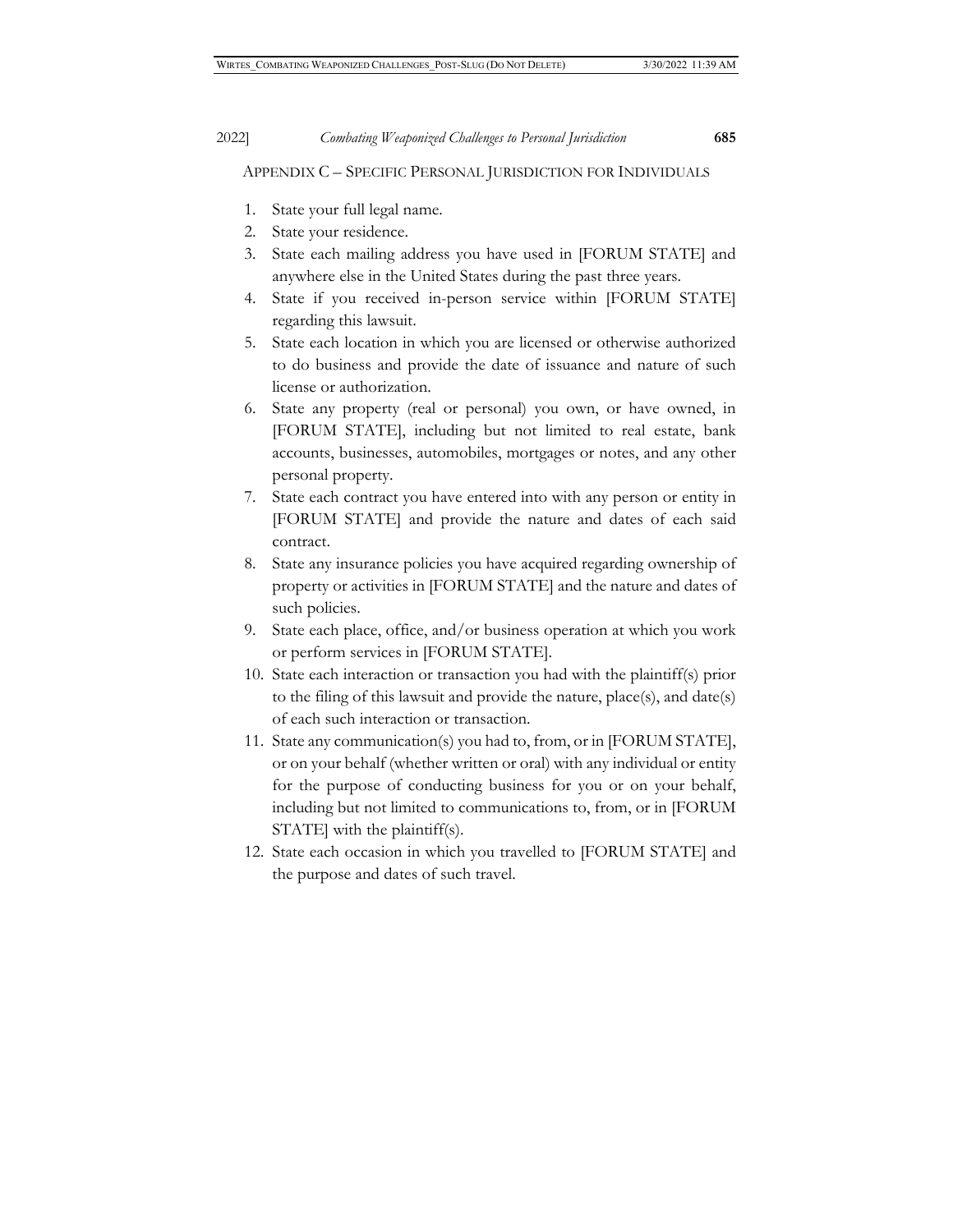## Appendix C – Specific Personal Jurisdiction for Individuals

1. State your full legal name.
2. State your residence.
3. State each mailing address you have used in [FORUM STATE] and anywhere else in the United States during the past three years.
4. State if you received in-person service within [FORUM STATE] regarding this lawsuit.
5. State each location in which you are licensed or otherwise authorized to do business and provide the date of issuance and nature of such license or authorization.
6. State any property (real or personal) you own, or have owned, in [FORUM STATE], including but not limited to real estate, bank accounts, businesses, automobiles, mortgages or notes, and any other personal property.
7. State each contract you have entered into with any person or entity in [FORUM STATE] and provide the nature and dates of each said contract.
8. State any insurance policies you have acquired regarding ownership of property or activities in [FORUM STATE] and the nature and dates of such policies.
9. State each place, office, and/or business operation at which you work or perform services in [FORUM STATE].
10. State each interaction or transaction you had with the plaintiff(s) prior to the filing of this lawsuit and provide the nature, place(s), and date(s) of each such interaction or transaction.
11. State any communication(s) you had to, from, or in [FORUM STATE], or on your behalf (whether written or oral) with any individual or entity for the purpose of conducting business for you or on your behalf, including but not limited to communications to, from, or in [FORUM STATE] with the plaintiff(s).
12. State each occasion in which you travelled to [FORUM STATE] and the purpose and dates of such travel.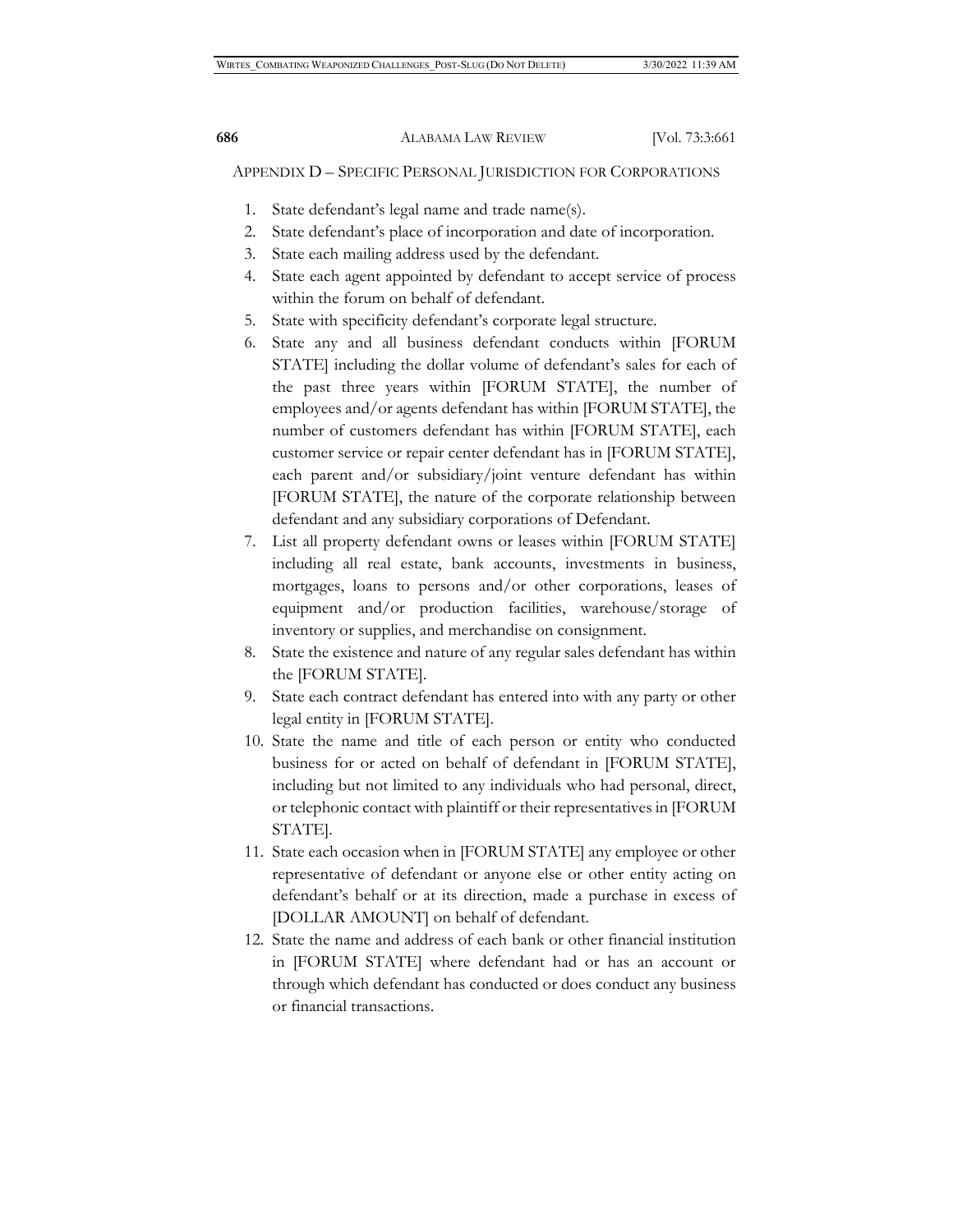## APPENDIX D – SPECIFIC PERSONAL JURISDICTION FOR CORPORATIONS

1. State defendant's legal name and trade name(s).
2. State defendant's place of incorporation and date of incorporation.
3. State each mailing address used by the defendant.
4. State each agent appointed by defendant to accept service of process within the forum on behalf of defendant.
5. State with specificity defendant's corporate legal structure.
6. State any and all business defendant conducts within [FORUM STATE] including the dollar volume of defendant's sales for each of the past three years within [FORUM STATE], the number of employees and/or agents defendant has within [FORUM STATE], the number of customers defendant has within [FORUM STATE], each customer service or repair center defendant has in [FORUM STATE], each parent and/or subsidiary/joint venture defendant has within [FORUM STATE], the nature of the corporate relationship between defendant and any subsidiary corporations of Defendant.
7. List all property defendant owns or leases within [FORUM STATE] including all real estate, bank accounts, investments in business, mortgages, loans to persons and/or other corporations, leases of equipment and/or production facilities, warehouse/storage of inventory or supplies, and merchandise on consignment.
8. State the existence and nature of any regular sales defendant has within the [FORUM STATE].
9. State each contract defendant has entered into with any party or other legal entity in [FORUM STATE].
10. State the name and title of each person or entity who conducted business for or acted on behalf of defendant in [FORUM STATE], including but not limited to any individuals who had personal, direct, or telephonic contact with plaintiff or their representatives in [FORUM STATE].
11. State each occasion when in [FORUM STATE] any employee or other representative of defendant or anyone else or other entity acting on defendant's behalf or at its direction, made a purchase in excess of [DOLLAR AMOUNT] on behalf of defendant.
12. State the name and address of each bank or other financial institution in [FORUM STATE] where defendant had or has an account or through which defendant has conducted or does conduct any business or financial transactions.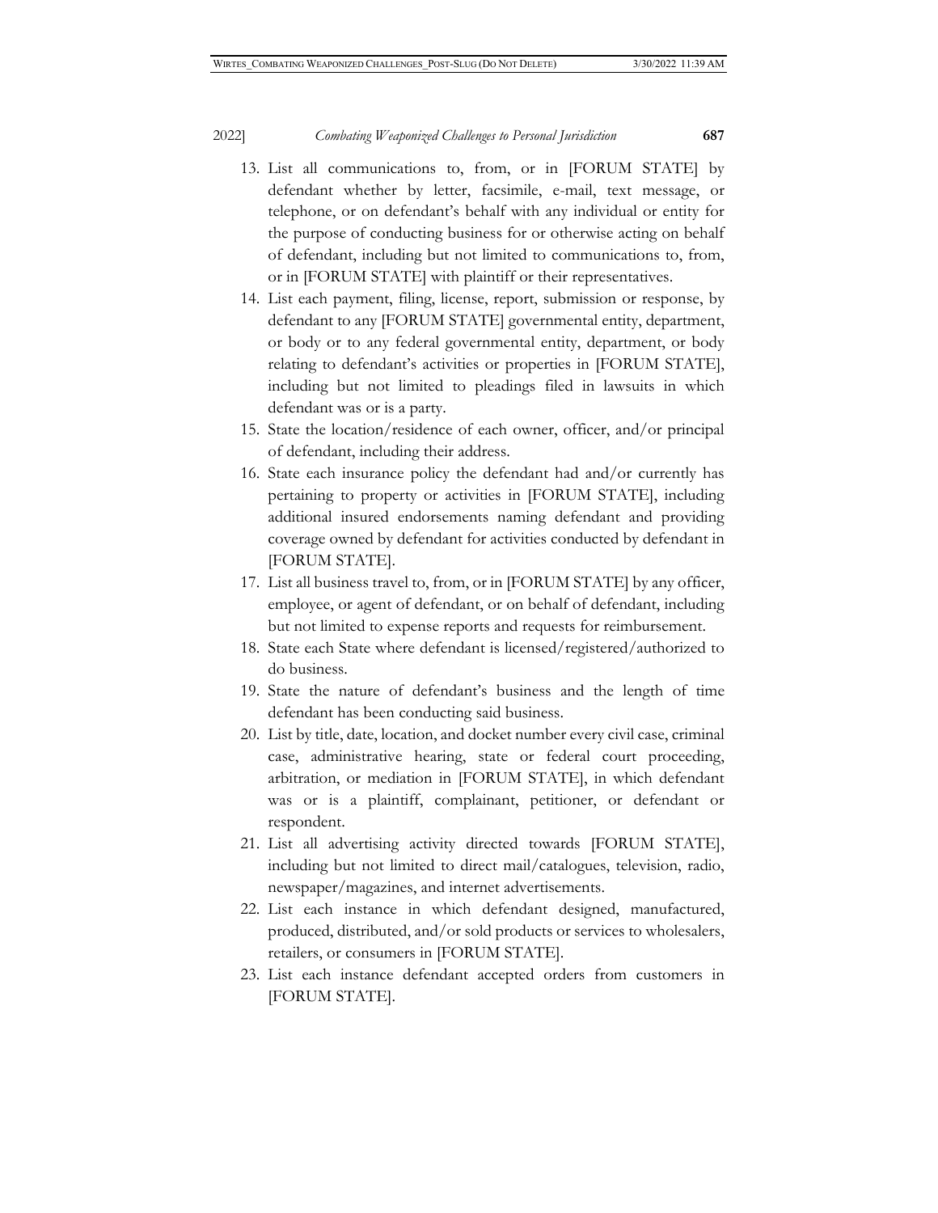13. List all communications to, from, or in [FORUM STATE] by defendant whether by letter, facsimile, e-mail, text message, or telephone, or on defendant's behalf with any individual or entity for the purpose of conducting business for or otherwise acting on behalf of defendant, including but not limited to communications to, from, or in [FORUM STATE] with plaintiff or their representatives.
14. List each payment, filing, license, report, submission or response, by defendant to any [FORUM STATE] governmental entity, department, or body or to any federal governmental entity, department, or body relating to defendant's activities or properties in [FORUM STATE], including but not limited to pleadings filed in lawsuits in which defendant was or is a party.
15. State the location/residence of each owner, officer, and/or principal of defendant, including their address.
16. State each insurance policy the defendant had and/or currently has pertaining to property or activities in [FORUM STATE], including additional insured endorsements naming defendant and providing coverage owned by defendant for activities conducted by defendant in [FORUM STATE].
17. List all business travel to, from, or in [FORUM STATE] by any officer, employee, or agent of defendant, or on behalf of defendant, including but not limited to expense reports and requests for reimbursement.
18. State each State where defendant is licensed/registered/authorized to do business.
19. State the nature of defendant's business and the length of time defendant has been conducting said business.
20. List by title, date, location, and docket number every civil case, criminal case, administrative hearing, state or federal court proceeding, arbitration, or mediation in [FORUM STATE], in which defendant was or is a plaintiff, complainant, petitioner, or defendant or respondent.
21. List all advertising activity directed towards [FORUM STATE], including but not limited to direct mail/catalogues, television, radio, newspaper/magazines, and internet advertisements.
22. List each instance in which defendant designed, manufactured, produced, distributed, and/or sold products or services to wholesalers, retailers, or consumers in [FORUM STATE].
23. List each instance defendant accepted orders from customers in [FORUM STATE].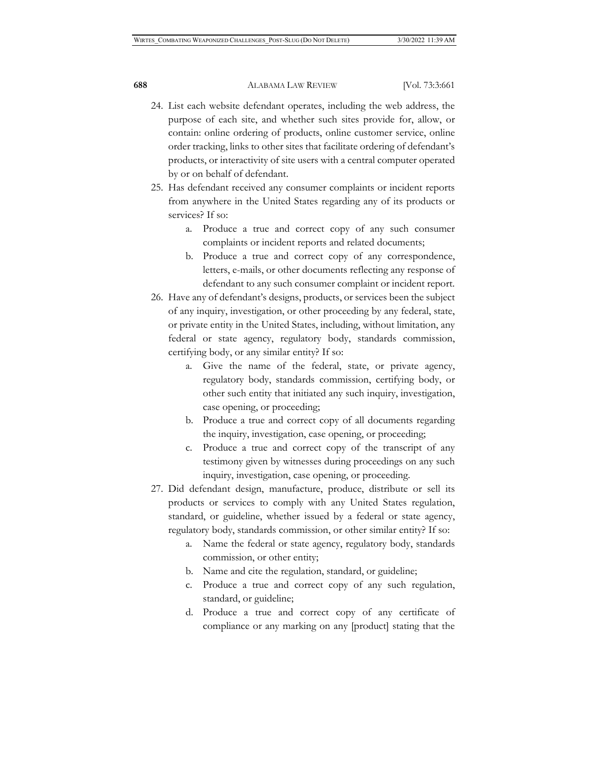24. List each website defendant operates, including the web address, the purpose of each site, and whether such sites provide for, allow, or contain: online ordering of products, online customer service, online order tracking, links to other sites that facilitate ordering of defendant's products, or interactivity of site users with a central computer operated by or on behalf of defendant.
25. Has defendant received any consumer complaints or incident reports from anywhere in the United States regarding any of its products or services? If so:
    a. Produce a true and correct copy of any such consumer complaints or incident reports and related documents;
    b. Produce a true and correct copy of any correspondence, letters, e-mails, or other documents reflecting any response of defendant to any such consumer complaint or incident report.
26. Have any of defendant's designs, products, or services been the subject of any inquiry, investigation, or other proceeding by any federal, state, or private entity in the United States, including, without limitation, any federal or state agency, regulatory body, standards commission, certifying body, or any similar entity? If so:
    a. Give the name of the federal, state, or private agency, regulatory body, standards commission, certifying body, or other such entity that initiated any such inquiry, investigation, case opening, or proceeding;
    b. Produce a true and correct copy of all documents regarding the inquiry, investigation, case opening, or proceeding;
    c. Produce a true and correct copy of the transcript of any testimony given by witnesses during proceedings on any such inquiry, investigation, case opening, or proceeding.
27. Did defendant design, manufacture, produce, distribute or sell its products or services to comply with any United States regulation, standard, or guideline, whether issued by a federal or state agency, regulatory body, standards commission, or other similar entity? If so:
    a. Name the federal or state agency, regulatory body, standards commission, or other entity;
    b. Name and cite the regulation, standard, or guideline;
    c. Produce a true and correct copy of any such regulation, standard, or guideline;
    d. Produce a true and correct copy of any certificate of compliance or any marking on any [product] stating that the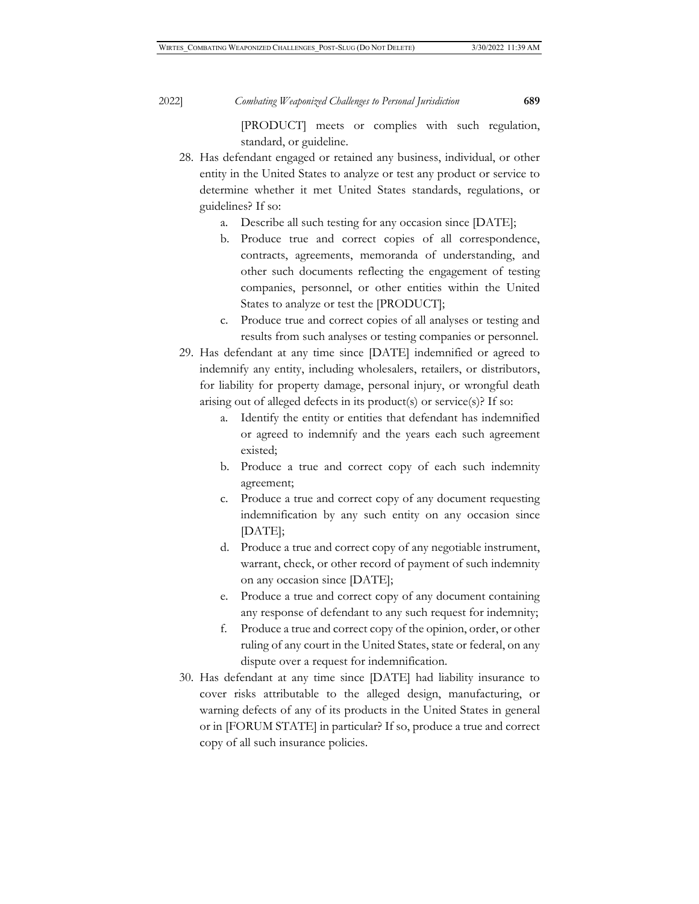[PRODUCT] meets or complies with such regulation, standard, or guideline.

28. Has defendant engaged or retained any business, individual, or other entity in the United States to analyze or test any product or service to determine whether it met United States standards, regulations, or guidelines? If so:
    a. Describe all such testing for any occasion since [DATE];
    b. Produce true and correct copies of all correspondence, contracts, agreements, memoranda of understanding, and other such documents reflecting the engagement of testing companies, personnel, or other entities within the United States to analyze or test the [PRODUCT];
    c. Produce true and correct copies of all analyses or testing and results from such analyses or testing companies or personnel.
29. Has defendant at any time since [DATE] indemnified or agreed to indemnify any entity, including wholesalers, retailers, or distributors, for liability for property damage, personal injury, or wrongful death arising out of alleged defects in its product(s) or service(s)? If so:
    a. Identify the entity or entities that defendant has indemnified or agreed to indemnify and the years each such agreement existed;
    b. Produce a true and correct copy of each such indemnity agreement;
    c. Produce a true and correct copy of any document requesting indemnification by any such entity on any occasion since [DATE];
    d. Produce a true and correct copy of any negotiable instrument, warrant, check, or other record of payment of such indemnity on any occasion since [DATE];
    e. Produce a true and correct copy of any document containing any response of defendant to any such request for indemnity;
    f. Produce a true and correct copy of the opinion, order, or other ruling of any court in the United States, state or federal, on any dispute over a request for indemnification.
30. Has defendant at any time since [DATE] had liability insurance to cover risks attributable to the alleged design, manufacturing, or warning defects of any of its products in the United States in general or in [FORUM STATE] in particular? If so, produce a true and correct copy of all such insurance policies.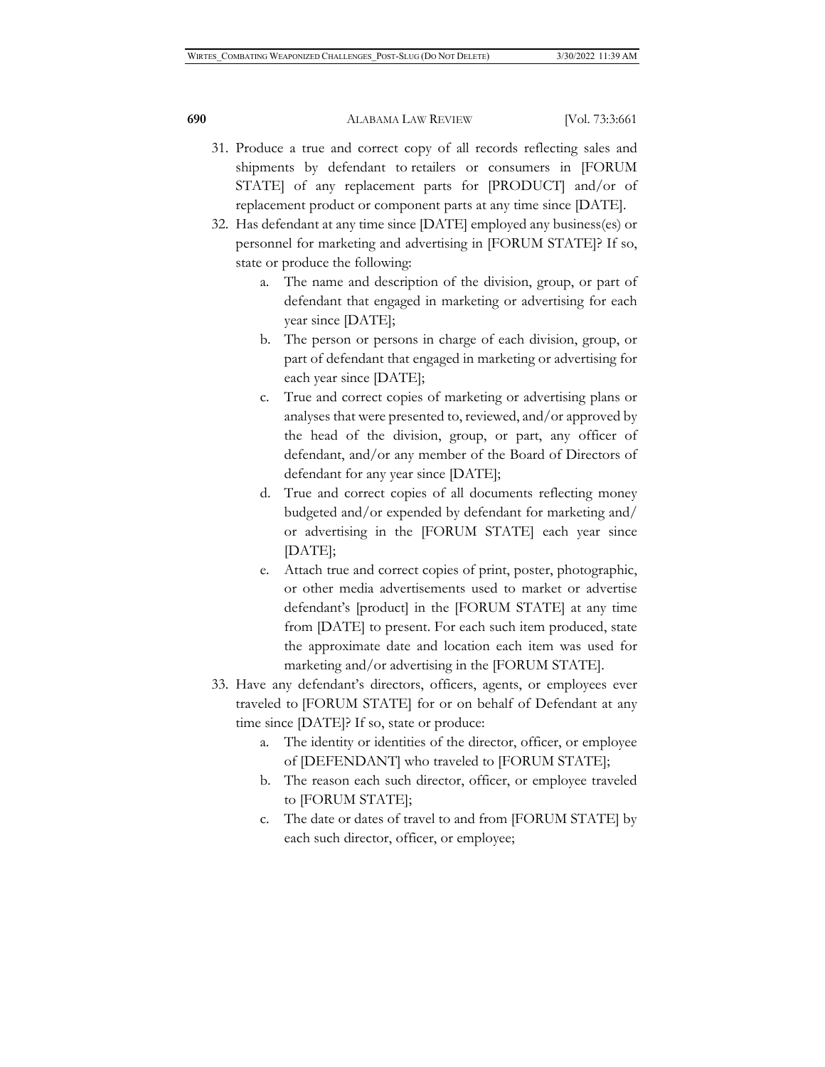31. Produce a true and correct copy of all records reflecting sales and shipments by defendant to retailers or consumers in [FORUM STATE] of any replacement parts for [PRODUCT] and/or of replacement product or component parts at any time since [DATE].
32. Has defendant at any time since [DATE] employed any business(es) or personnel for marketing and advertising in [FORUM STATE]? If so, state or produce the following:
    a. The name and description of the division, group, or part of defendant that engaged in marketing or advertising for each year since [DATE];
    b. The person or persons in charge of each division, group, or part of defendant that engaged in marketing or advertising for each year since [DATE];
    c. True and correct copies of marketing or advertising plans or analyses that were presented to, reviewed, and/or approved by the head of the division, group, or part, any officer of defendant, and/or any member of the Board of Directors of defendant for any year since [DATE];
    d. True and correct copies of all documents reflecting money budgeted and/or expended by defendant for marketing and/or advertising in the [FORUM STATE] each year since [DATE];
    e. Attach true and correct copies of print, poster, photographic, or other media advertisements used to market or advertise defendant's [product] in the [FORUM STATE] at any time from [DATE] to present. For each such item produced, state the approximate date and location each item was used for marketing and/or advertising in the [FORUM STATE].
33. Have any defendant's directors, officers, agents, or employees ever traveled to [FORUM STATE] for or on behalf of Defendant at any time since [DATE]? If so, state or produce:
    a. The identity or identities of the director, officer, or employee of [DEFENDANT] who traveled to [FORUM STATE];
    b. The reason each such director, officer, or employee traveled to [FORUM STATE];
    c. The date or dates of travel to and from [FORUM STATE] by each such director, officer, or employee;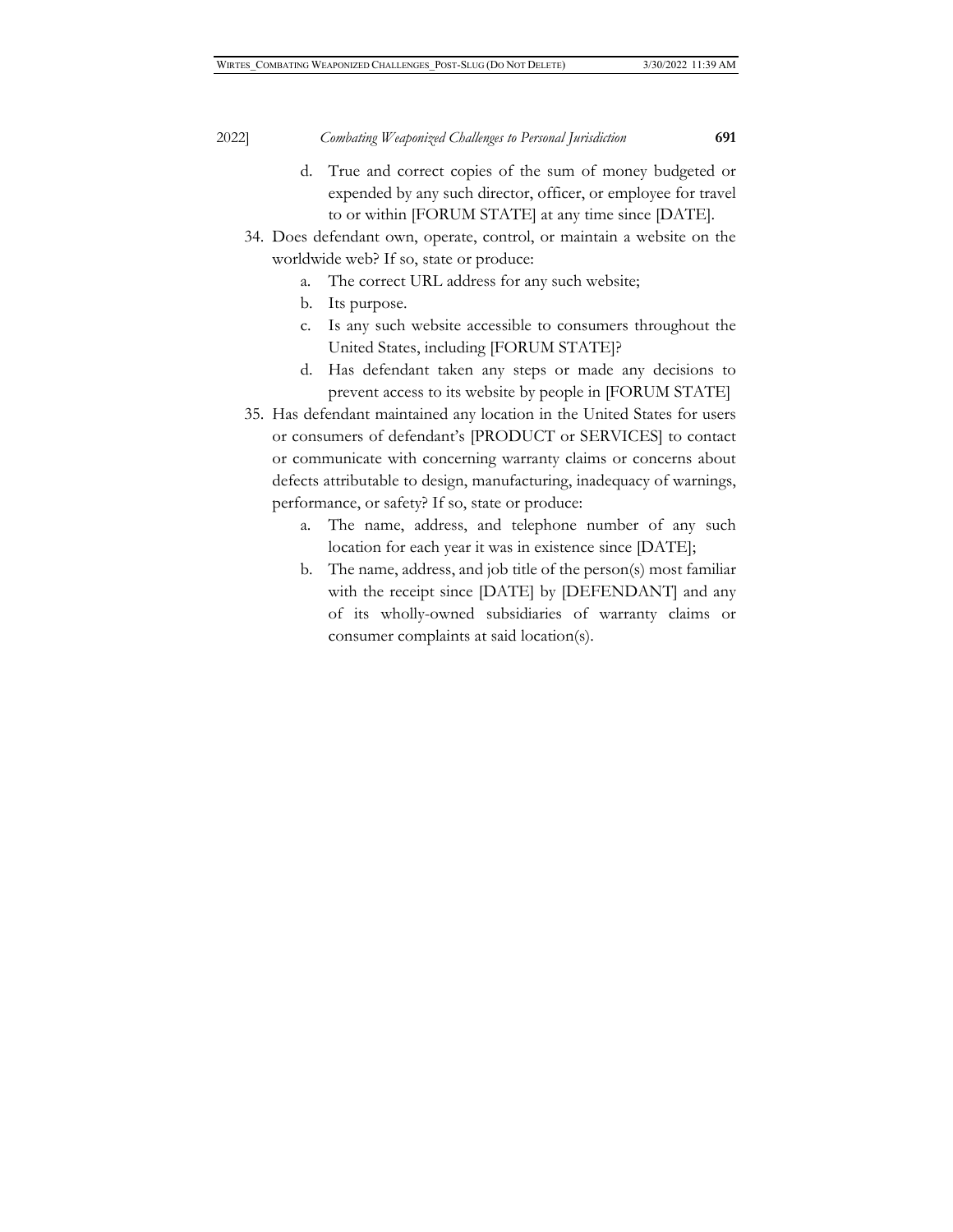d. True and correct copies of the sum of money budgeted or expended by any such director, officer, or employee for travel to or within [FORUM STATE] at any time since [DATE].

34. Does defendant own, operate, control, or maintain a website on the worldwide web? If so, state or produce:
   a. The correct URL address for any such website;
   b. Its purpose.
   c. Is any such website accessible to consumers throughout the United States, including [FORUM STATE]?
   d. Has defendant taken any steps or made any decisions to prevent access to its website by people in [FORUM STATE]

35. Has defendant maintained any location in the United States for users or consumers of defendant's [PRODUCT or SERVICES] to contact or communicate with concerning warranty claims or concerns about defects attributable to design, manufacturing, inadequacy of warnings, performance, or safety? If so, state or produce:
   a. The name, address, and telephone number of any such location for each year it was in existence since [DATE];
   b. The name, address, and job title of the person(s) most familiar with the receipt since [DATE] by [DEFENDANT] and any of its wholly-owned subsidiaries of warranty claims or consumer complaints at said location(s).